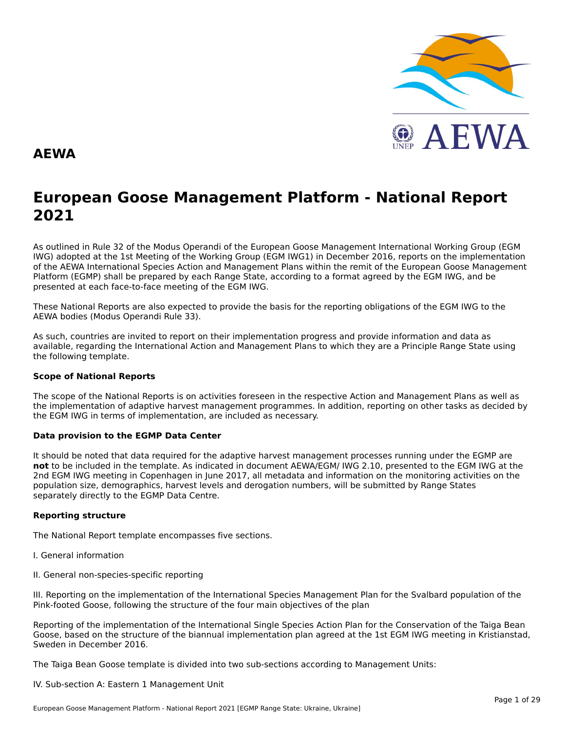# AEWA

# European Goose Management Platform - National Report 2021

As outlined in Rule 32 of the Modus Operandi of the European Goose Management International Working Group (EGM IWG) adopted at the 1st Meeting of the Working Group (EGM IWG1) in December 2016, reports on the implementation of the AEWA International Species Action and Management Plans within the remit of the European Goose Management Platform (EGMP) shall be prepared by each Range State, according to a format agreed by the EGM IWG, and be presented at each face-to-face meeting of the EGM IWG.

These National Reports are also expected to provide the basis for the reporting obligations of the EGM IWG to the AEWA bodies (Modus Operandi Rule 33).

As such, countries are invited to report on their implementation progress and provide information and data as available, regarding the International Action and Management Plans to which they are a Principle Range State using the following template.

**Scope of National Reports**

The scope of the National Reports is on activities foreseen in the respective Action and Management Plans as well as the implementation of adaptive harvest management programmes. In addition, reporting on other tasks as decided by the EGM IWG in terms of implementation, are included as necessary.

**Data provision to the EGMP Data Center**

It should be noted that data required for the adaptive harvest management processes running under the EGMP are **not** to be included in the template. As indicated in document AEWA/EGM/ IWG 2.10, presented to the EGM IWG at the 2nd EGM IWG meeting in Copenhagen in June 2017, all metadata and information on the monitoring activities on the population size, demographics, harvest levels and derogation numbers, will be submitted by Range States separately directly to the EGMP Data Centre.

**Reporting structure**

The National Report template encompasses five sections.

I. General information

II. General non-species-specific reporting

III. Reporting on the implementation of the International Species Management Plan for the Svalbard population of the Pink-footed Goose, following the structure of the four main objectives of the plan

Reporting of the implementation of the International Single Species Action Plan for the Conservation of the Taiga Bean Goose, based on the structure of the biannual implementation plan agreed at the 1st EGM IWG meeting in Kristianstad, Sweden in December 2016.

The Taiga Bean Goose template is divided into two sub-sections according to Management Units:

IV. Sub-section A: Eastern 1 Management Unit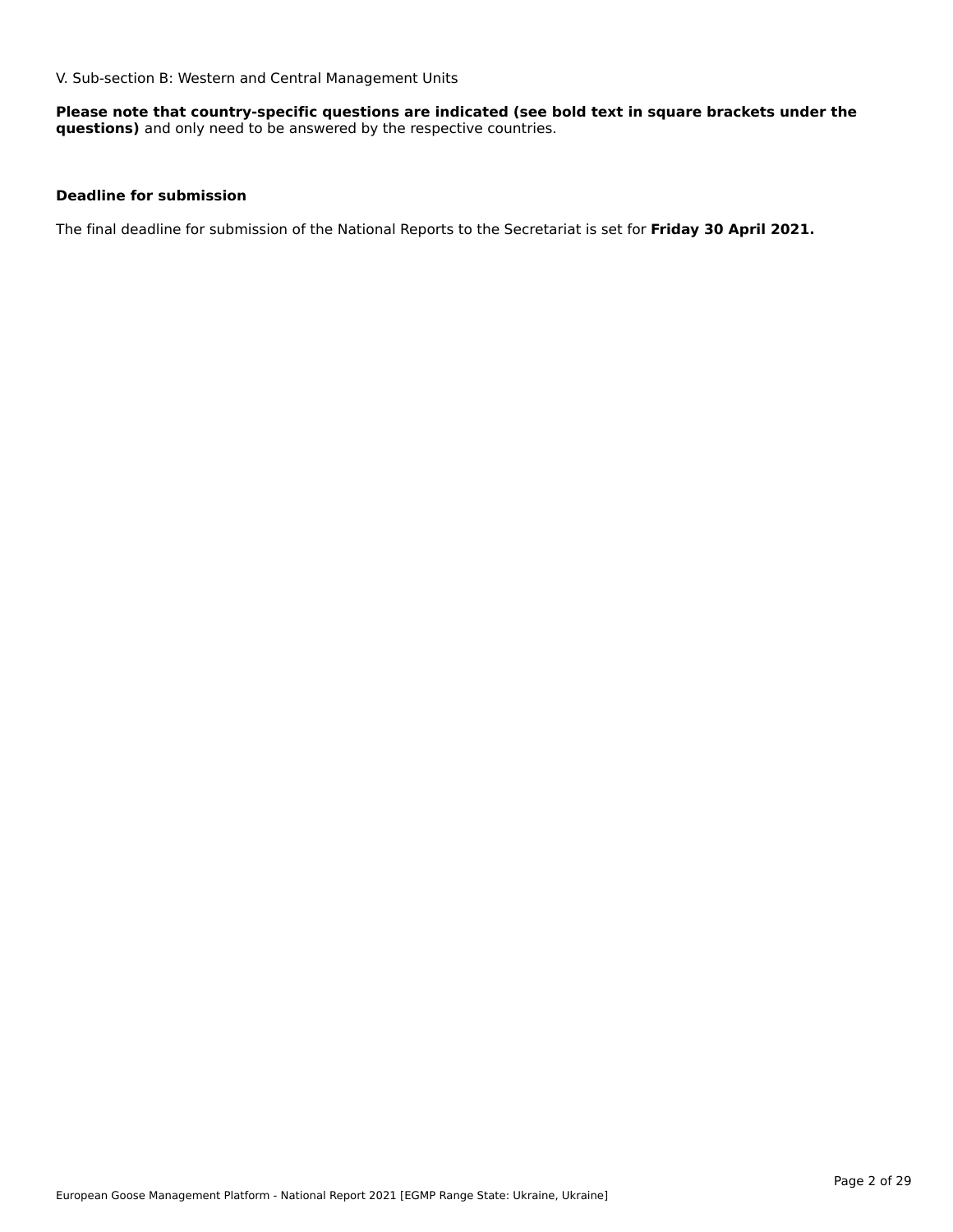V. Sub-section B: Western and Central Management Units

**Please note that country-specific questions are indicated (see bold text in square brackets under the questions)** and only need to be answered by the respective countries.

**Deadline for submission**

The final deadline for submission of the National Reports to the Secretariat is set for **Friday 30 April 2021.**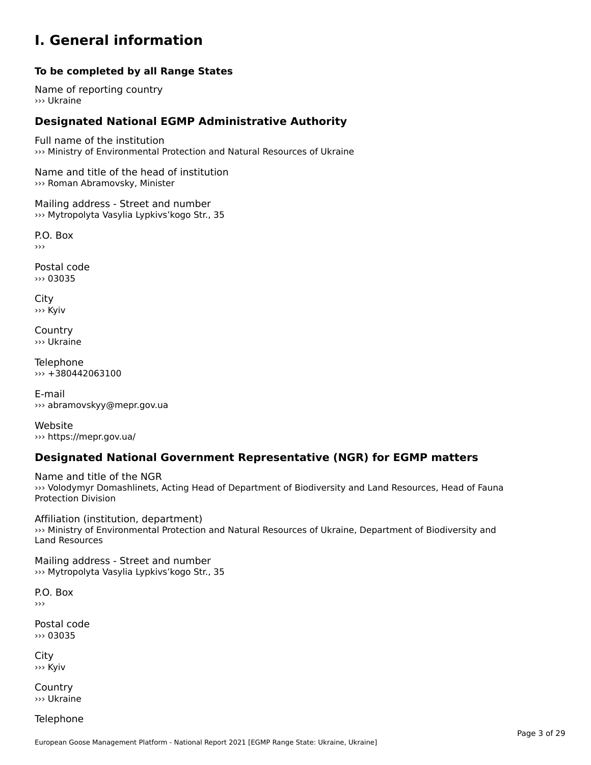# I. General information

**To be completed by all Range States**

Name of reporting country
››› Ukraine

## Designated National EGMP Administrative Authority

Full name of the institution
››› Ministry of Environmental Protection and Natural Resources of Ukraine

Name and title of the head of institution
››› Roman Abramovsky, Minister

Mailing address - Street and number
››› Mytropolyta Vasylia Lypkivs’kogo Str., 35

P.O. Box
›››

Postal code
››› 03035

City
››› Kyiv

Country
››› Ukraine

Telephone
››› +380442063100

E-mail
››› abramovskyy@mepr.gov.ua

Website
››› https://mepr.gov.ua/

## Designated National Government Representative (NGR) for EGMP matters

Name and title of the NGR
››› Volodymyr Domashlinets, Acting Head of Department of Biodiversity and Land Resources, Head of Fauna Protection Division

Affiliation (institution, department)
››› Ministry of Environmental Protection and Natural Resources of Ukraine, Department of Biodiversity and Land Resources

Mailing address - Street and number
››› Mytropolyta Vasylia Lypkivs’kogo Str., 35

P.O. Box
›››

Postal code
››› 03035

City
››› Kyiv

Country
››› Ukraine

Telephone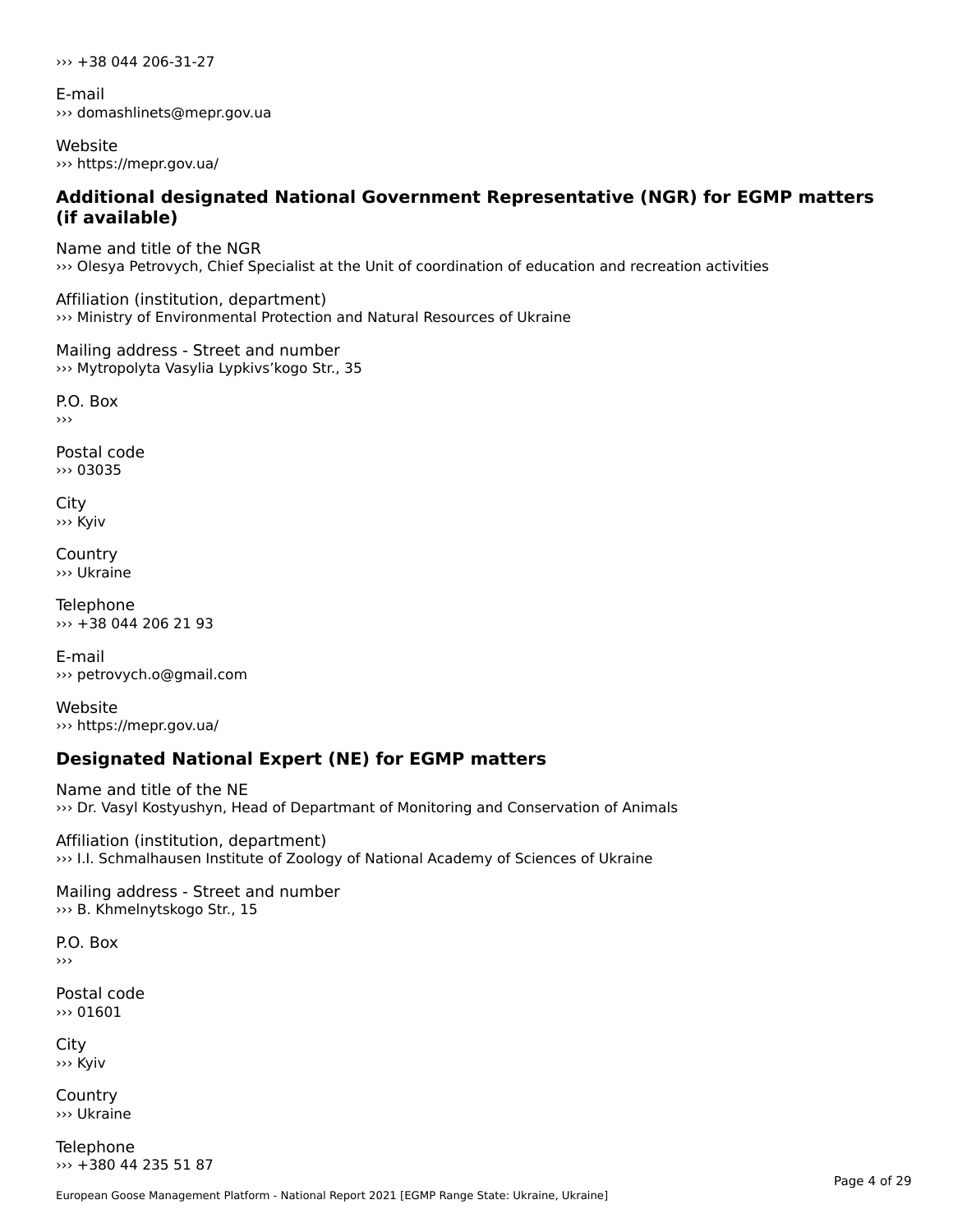››› +38 044 206-31-27

E-mail
››› domashlinets@mepr.gov.ua

Website
››› https://mepr.gov.ua/

## Additional designated National Government Representative (NGR) for EGMP matters (if available)

Name and title of the NGR
››› Olesya Petrovych, Chief Specialist at the Unit of coordination of education and recreation activities

Affiliation (institution, department)
››› Ministry of Environmental Protection and Natural Resources of Ukraine

Mailing address - Street and number
››› Mytropolyta Vasylia Lypkivs'kogo Str., 35

P.O. Box
›››

Postal code
››› 03035

City
››› Kyiv

Country
››› Ukraine

Telephone
››› +38 044 206 21 93

E-mail
››› petrovych.o@gmail.com

Website
››› https://mepr.gov.ua/

## Designated National Expert (NE) for EGMP matters

Name and title of the NE
››› Dr. Vasyl Kostyushyn, Head of Departmant of Monitoring and Conservation of Animals

Affiliation (institution, department)
››› I.I. Schmalhausen Institute of Zoology of National Academy of Sciences of Ukraine

Mailing address - Street and number
››› B. Khmelnytskogo Str., 15

P.O. Box
›››

Postal code
››› 01601

City
››› Kyiv

Country
››› Ukraine

Telephone
››› +380 44 235 51 87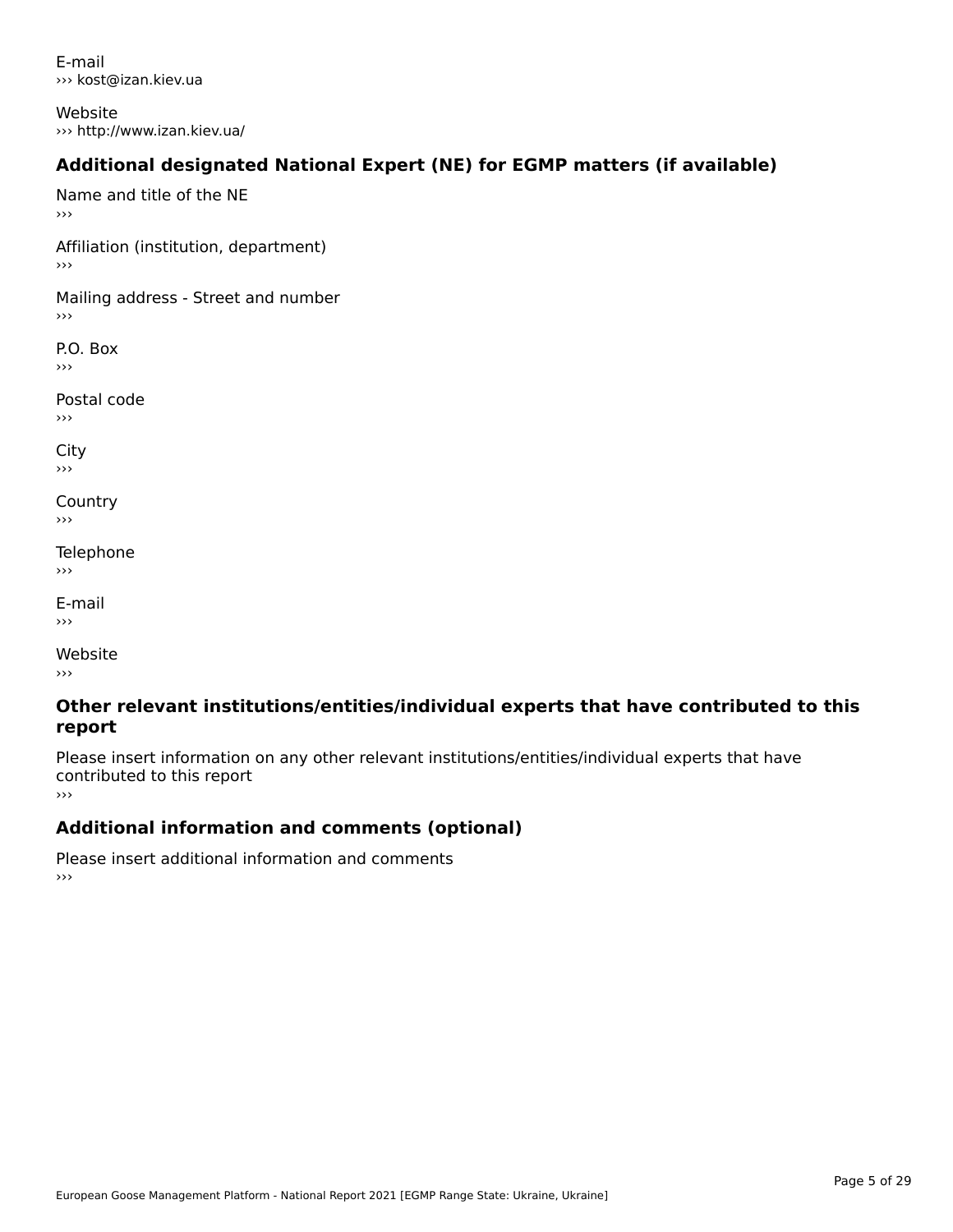E-mail
››› kost@izan.kiev.ua

Website
››› http://www.izan.kiev.ua/

## Additional designated National Expert (NE) for EGMP matters (if available)

Name and title of the NE
›››

Affiliation (institution, department)
›››

Mailing address - Street and number
›››

P.O. Box
›››

Postal code
›››

City
›››

Country
›››

Telephone
›››

E-mail
›››

Website
›››

## Other relevant institutions/entities/individual experts that have contributed to this report

Please insert information on any other relevant institutions/entities/individual experts that have contributed to this report
›››

## Additional information and comments (optional)

Please insert additional information and comments
›››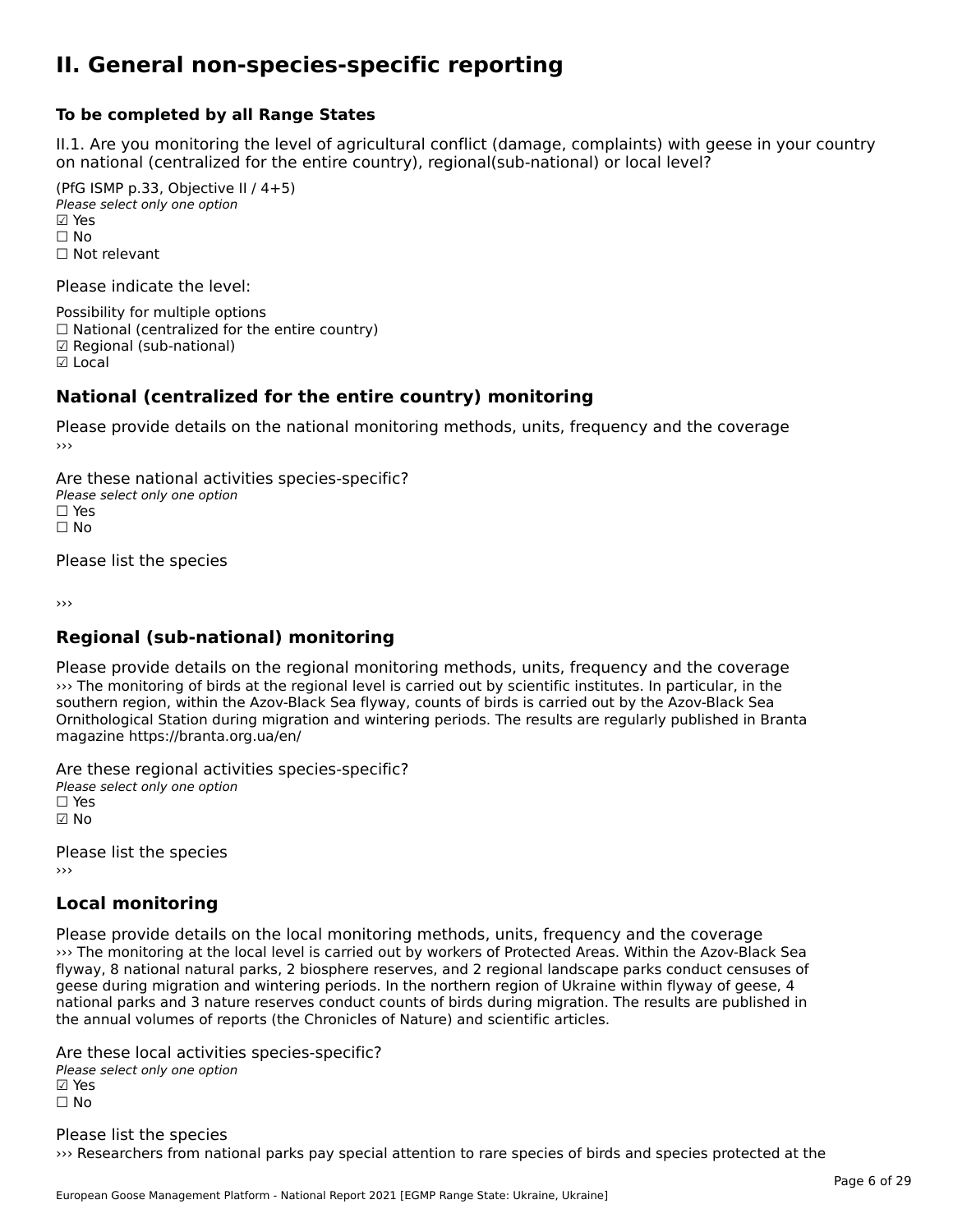# II. General non-species-specific reporting

**To be completed by all Range States**

II.1. Are you monitoring the level of agricultural conflict (damage, complaints) with geese in your country on national (centralized for the entire country), regional(sub-national) or local level?

(PfG ISMP p.33, Objective II / 4+5)
*Please select only one option*
☑ Yes
☐ No
☐ Not relevant

Please indicate the level:

Possibility for multiple options
☐ National (centralized for the entire country)
☑ Regional (sub-national)
☑ Local

## National (centralized for the entire country) monitoring

Please provide details on the national monitoring methods, units, frequency and the coverage
›››

Are these national activities species-specific?
*Please select only one option*
☐ Yes
☐ No

Please list the species

›››

## Regional (sub-national) monitoring

Please provide details on the regional monitoring methods, units, frequency and the coverage
››› The monitoring of birds at the regional level is carried out by scientific institutes. In particular, in the southern region, within the Azov-Black Sea flyway, counts of birds is carried out by the Azov-Black Sea Ornithological Station during migration and wintering periods. The results are regularly published in Branta magazine https://branta.org.ua/en/

Are these regional activities species-specific?
*Please select only one option*
☐ Yes
☑ No

Please list the species
›››

## Local monitoring

Please provide details on the local monitoring methods, units, frequency and the coverage
››› The monitoring at the local level is carried out by workers of Protected Areas. Within the Azov-Black Sea flyway, 8 national natural parks, 2 biosphere reserves, and 2 regional landscape parks conduct censuses of geese during migration and wintering periods. In the northern region of Ukraine within flyway of geese, 4 national parks and 3 nature reserves conduct counts of birds during migration. The results are published in the annual volumes of reports (the Chronicles of Nature) and scientific articles.

Are these local activities species-specific?
*Please select only one option*
☑ Yes
☐ No

Please list the species
››› Researchers from national parks pay special attention to rare species of birds and species protected at the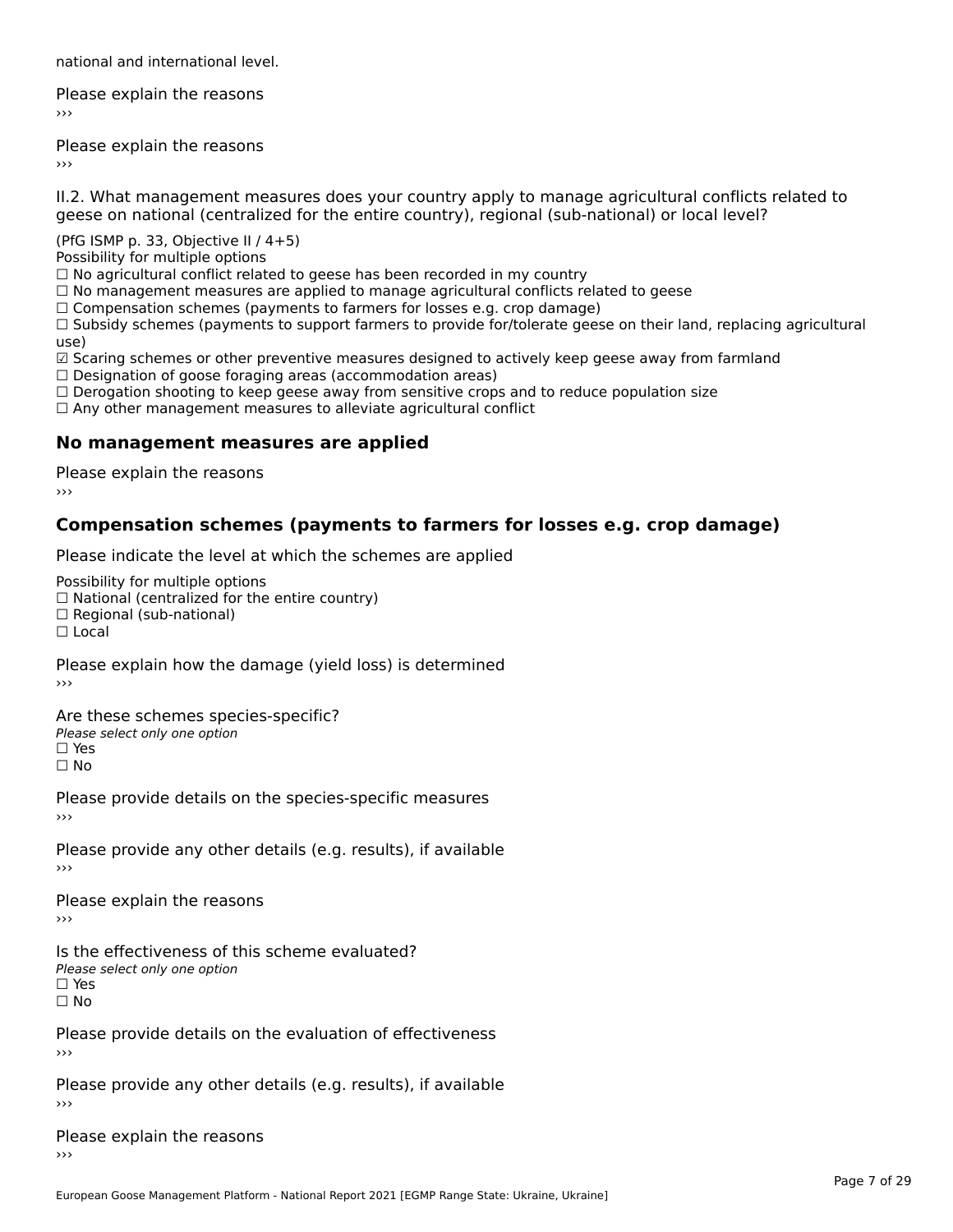national and international level.

Please explain the reasons
›››

Please explain the reasons
›››

II.2. What management measures does your country apply to manage agricultural conflicts related to geese on national (centralized for the entire country), regional (sub-national) or local level?

(PfG ISMP p. 33, Objective II / 4+5)
Possibility for multiple options
☐ No agricultural conflict related to geese has been recorded in my country
☐ No management measures are applied to manage agricultural conflicts related to geese
☐ Compensation schemes (payments to farmers for losses e.g. crop damage)
☐ Subsidy schemes (payments to support farmers to provide for/tolerate geese on their land, replacing agricultural use)
☑ Scaring schemes or other preventive measures designed to actively keep geese away from farmland
☐ Designation of goose foraging areas (accommodation areas)
☐ Derogation shooting to keep geese away from sensitive crops and to reduce population size
☐ Any other management measures to alleviate agricultural conflict

## No management measures are applied

Please explain the reasons
›››

## Compensation schemes (payments to farmers for losses e.g. crop damage)

Please indicate the level at which the schemes are applied

Possibility for multiple options
☐ National (centralized for the entire country)
☐ Regional (sub-national)
☐ Local

Please explain how the damage (yield loss) is determined
›››

Are these schemes species-specific?
*Please select only one option*
☐ Yes
☐ No

Please provide details on the species-specific measures
›››

Please provide any other details (e.g. results), if available
›››

Please explain the reasons
›››

Is the effectiveness of this scheme evaluated?
*Please select only one option*
☐ Yes
☐ No

Please provide details on the evaluation of effectiveness
›››

Please provide any other details (e.g. results), if available
›››

Please explain the reasons
›››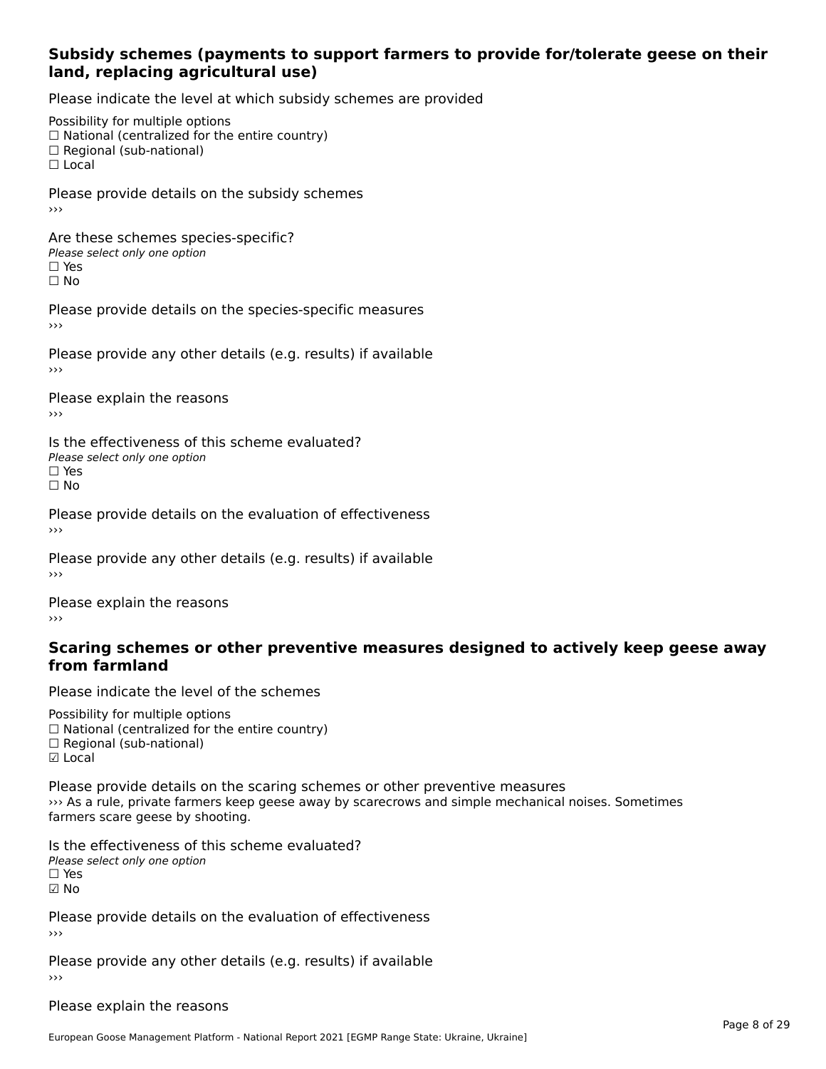### Subsidy schemes (payments to support farmers to provide for/tolerate geese on their land, replacing agricultural use)

Please indicate the level at which subsidy schemes are provided

Possibility for multiple options
☐ National (centralized for the entire country)
☐ Regional (sub-national)
☐ Local

Please provide details on the subsidy schemes
›››

Are these schemes species-specific?
*Please select only one option*
☐ Yes
☐ No

Please provide details on the species-specific measures
›››

Please provide any other details (e.g. results) if available
›››

Please explain the reasons
›››

Is the effectiveness of this scheme evaluated?
*Please select only one option*
☐ Yes
☐ No

Please provide details on the evaluation of effectiveness
›››

Please provide any other details (e.g. results) if available
›››

Please explain the reasons
›››

### Scaring schemes or other preventive measures designed to actively keep geese away from farmland

Please indicate the level of the schemes

Possibility for multiple options
☐ National (centralized for the entire country)
☐ Regional (sub-national)
☑ Local

Please provide details on the scaring schemes or other preventive measures
››› As a rule, private farmers keep geese away by scarecrows and simple mechanical noises. Sometimes farmers scare geese by shooting.

Is the effectiveness of this scheme evaluated?
*Please select only one option*
☐ Yes
☑ No

Please provide details on the evaluation of effectiveness
›››

Please provide any other details (e.g. results) if available
›››

Please explain the reasons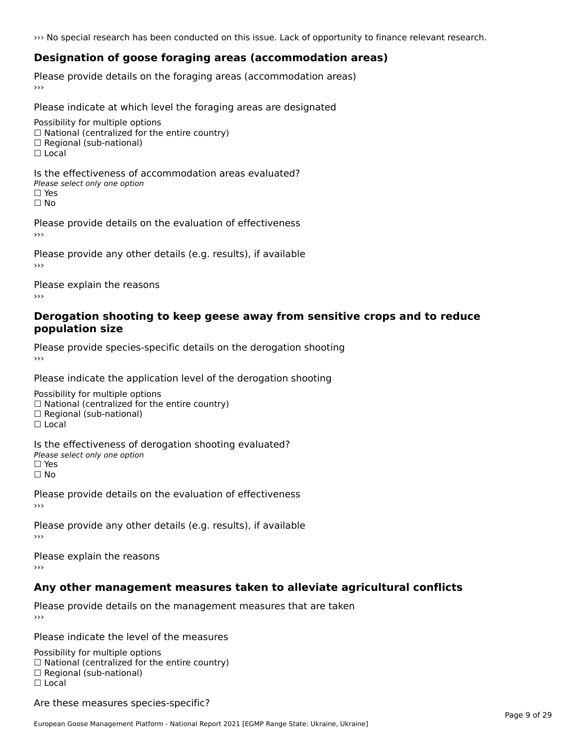››› No special research has been conducted on this issue. Lack of opportunity to finance relevant research.

## Designation of goose foraging areas (accommodation areas)

Please provide details on the foraging areas (accommodation areas)
›››

Please indicate at which level the foraging areas are designated

Possibility for multiple options
☐ National (centralized for the entire country)
☐ Regional (sub-national)
☐ Local

Is the effectiveness of accommodation areas evaluated?
*Please select only one option*
☐ Yes
☐ No

Please provide details on the evaluation of effectiveness
›››

Please provide any other details (e.g. results), if available
›››

Please explain the reasons
›››

## Derogation shooting to keep geese away from sensitive crops and to reduce population size

Please provide species-specific details on the derogation shooting
›››

Please indicate the application level of the derogation shooting

Possibility for multiple options
☐ National (centralized for the entire country)
☐ Regional (sub-national)
☐ Local

Is the effectiveness of derogation shooting evaluated?
*Please select only one option*
☐ Yes
☐ No

Please provide details on the evaluation of effectiveness
›››

Please provide any other details (e.g. results), if available
›››

Please explain the reasons
›››

## Any other management measures taken to alleviate agricultural conflicts

Please provide details on the management measures that are taken
›››

Please indicate the level of the measures

Possibility for multiple options
☐ National (centralized for the entire country)
☐ Regional (sub-national)
☐ Local

Are these measures species-specific?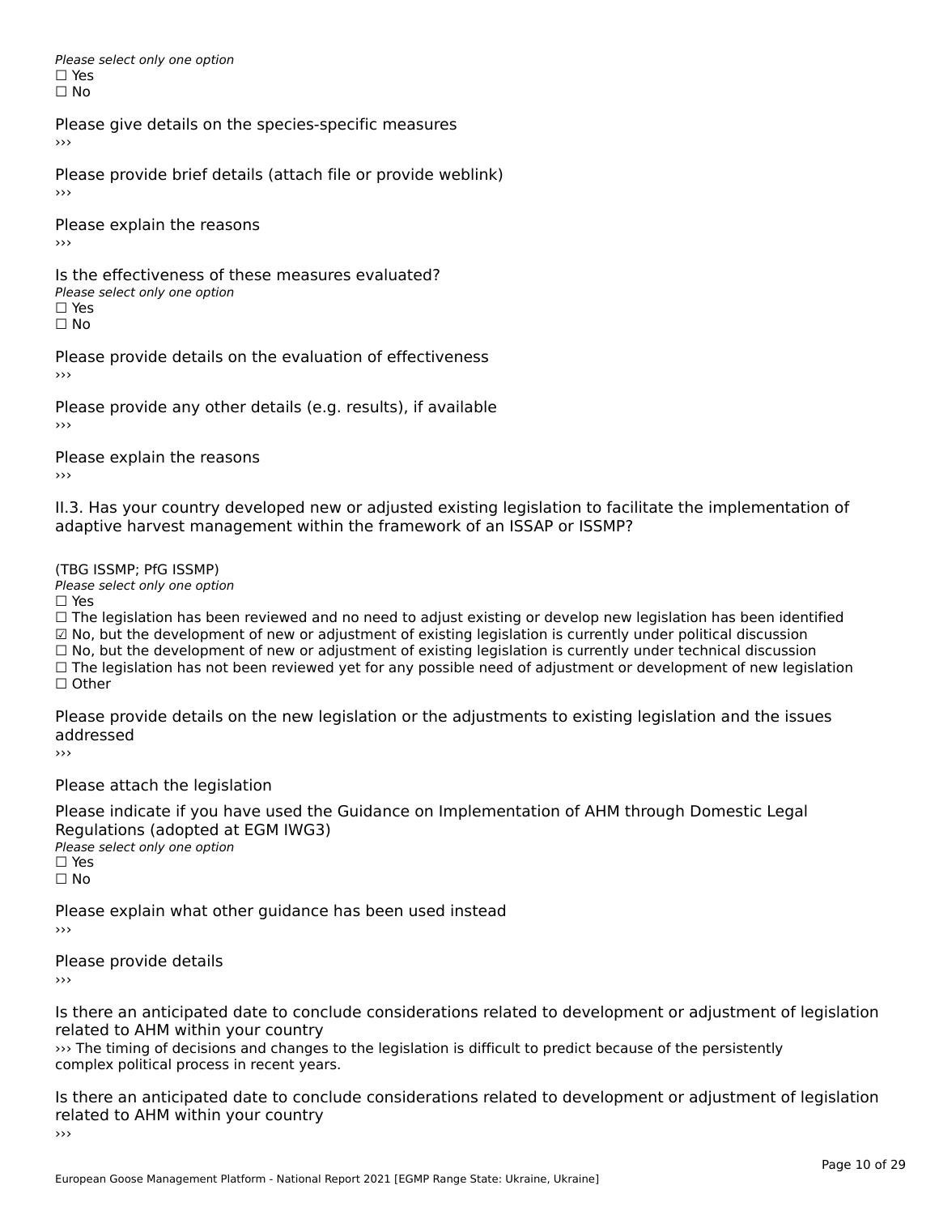*Please select only one option*
☐ Yes
☐ No

Please give details on the species-specific measures
›››

Please provide brief details (attach file or provide weblink)
›››

Please explain the reasons
›››

Is the effectiveness of these measures evaluated?
*Please select only one option*
☐ Yes
☐ No

Please provide details on the evaluation of effectiveness
›››

Please provide any other details (e.g. results), if available
›››

Please explain the reasons
›››

II.3. Has your country developed new or adjusted existing legislation to facilitate the implementation of adaptive harvest management within the framework of an ISSAP or ISSMP?

(TBG ISSMP; PfG ISSMP)
*Please select only one option*
☐ Yes
☐ The legislation has been reviewed and no need to adjust existing or develop new legislation has been identified
☑ No, but the development of new or adjustment of existing legislation is currently under political discussion
☐ No, but the development of new or adjustment of existing legislation is currently under technical discussion
☐ The legislation has not been reviewed yet for any possible need of adjustment or development of new legislation
☐ Other

Please provide details on the new legislation or the adjustments to existing legislation and the issues addressed
›››

Please attach the legislation

Please indicate if you have used the Guidance on Implementation of AHM through Domestic Legal Regulations (adopted at EGM IWG3)
*Please select only one option*
☐ Yes
☐ No

Please explain what other guidance has been used instead
›››

Please provide details
›››

Is there an anticipated date to conclude considerations related to development or adjustment of legislation related to AHM within your country
››› The timing of decisions and changes to the legislation is difficult to predict because of the persistently complex political process in recent years.

Is there an anticipated date to conclude considerations related to development or adjustment of legislation related to AHM within your country
›››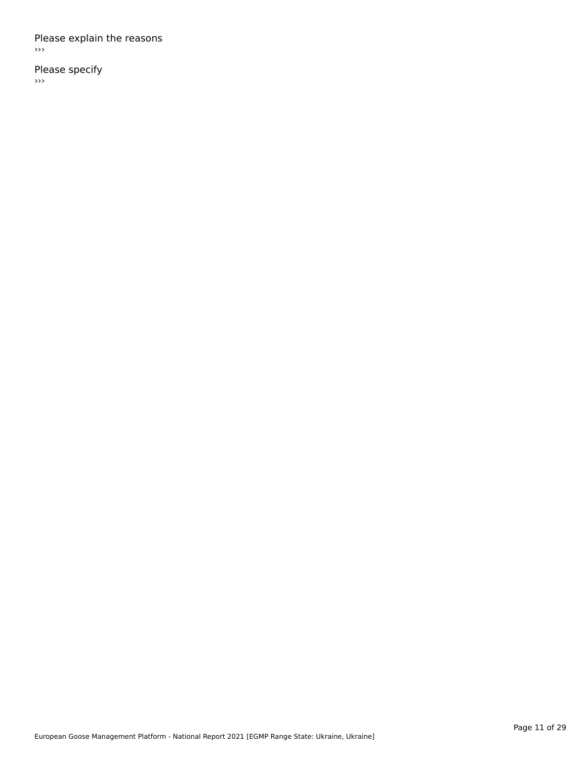Please explain the reasons

›››

Please specify

›››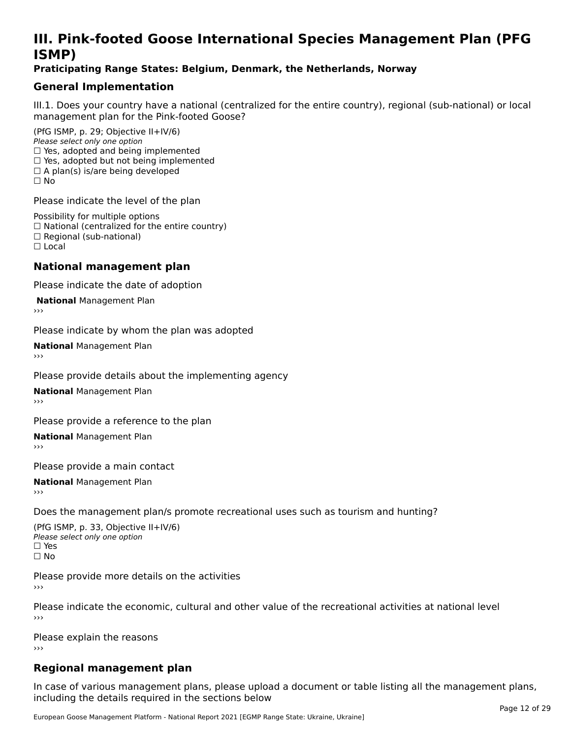# III. Pink-footed Goose International Species Management Plan (PFG ISMP)

**Praticipating Range States: Belgium, Denmark, the Netherlands, Norway**

## General Implementation

III.1. Does your country have a national (centralized for the entire country), regional (sub-national) or local management plan for the Pink-footed Goose?

(PfG ISMP, p. 29; Objective II+IV/6)
*Please select only one option*
☐ Yes, adopted and being implemented
☐ Yes, adopted but not being implemented
☐ A plan(s) is/are being developed
☐ No

Please indicate the level of the plan

Possibility for multiple options
☐ National (centralized for the entire country)
☐ Regional (sub-national)
☐ Local

## National management plan

Please indicate the date of adoption

**National** Management Plan
›››

Please indicate by whom the plan was adopted

**National** Management Plan
›››

Please provide details about the implementing agency

**National** Management Plan
›››

Please provide a reference to the plan

**National** Management Plan
›››

Please provide a main contact

**National** Management Plan
›››

Does the management plan/s promote recreational uses such as tourism and hunting?

(PfG ISMP, p. 33, Objective II+IV/6)
*Please select only one option*
☐ Yes
☐ No

Please provide more details on the activities
›››

Please indicate the economic, cultural and other value of the recreational activities at national level
›››

Please explain the reasons
›››

## Regional management plan

In case of various management plans, please upload a document or table listing all the management plans, including the details required in the sections below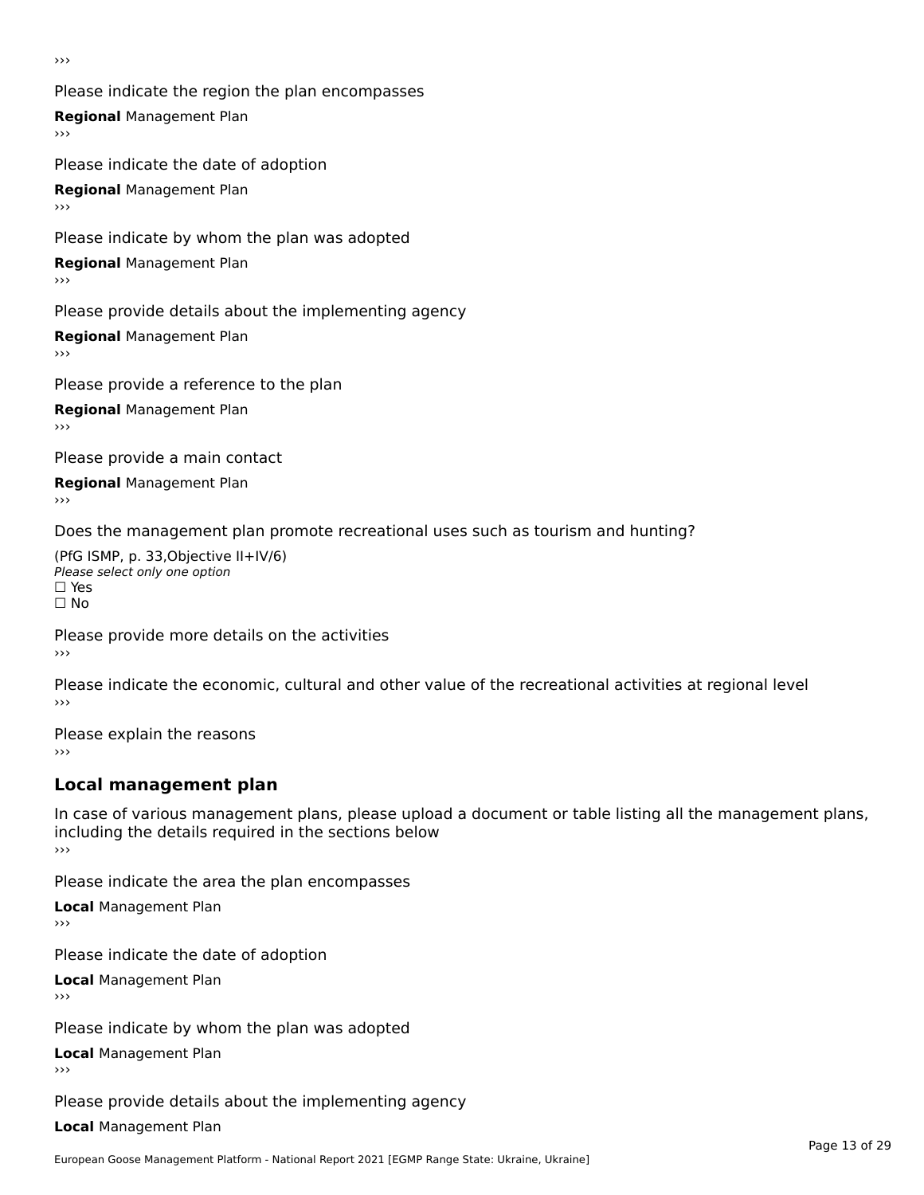›››

Please indicate the region the plan encompasses

**Regional** Management Plan

›››

Please indicate the date of adoption

**Regional** Management Plan

›››

Please indicate by whom the plan was adopted

**Regional** Management Plan

›››

Please provide details about the implementing agency

**Regional** Management Plan

›››

Please provide a reference to the plan

**Regional** Management Plan

›››

Please provide a main contact

**Regional** Management Plan

›››

Does the management plan promote recreational uses such as tourism and hunting?

(PfG ISMP, p. 33,Objective II+IV/6)
*Please select only one option*
☐ Yes
☐ No

Please provide more details on the activities

›››

Please indicate the economic, cultural and other value of the recreational activities at regional level

›››

Please explain the reasons

›››

## Local management plan

In case of various management plans, please upload a document or table listing all the management plans, including the details required in the sections below

›››

Please indicate the area the plan encompasses

**Local** Management Plan

›››

Please indicate the date of adoption

**Local** Management Plan

›››

Please indicate by whom the plan was adopted

**Local** Management Plan

›››

Please provide details about the implementing agency

**Local** Management Plan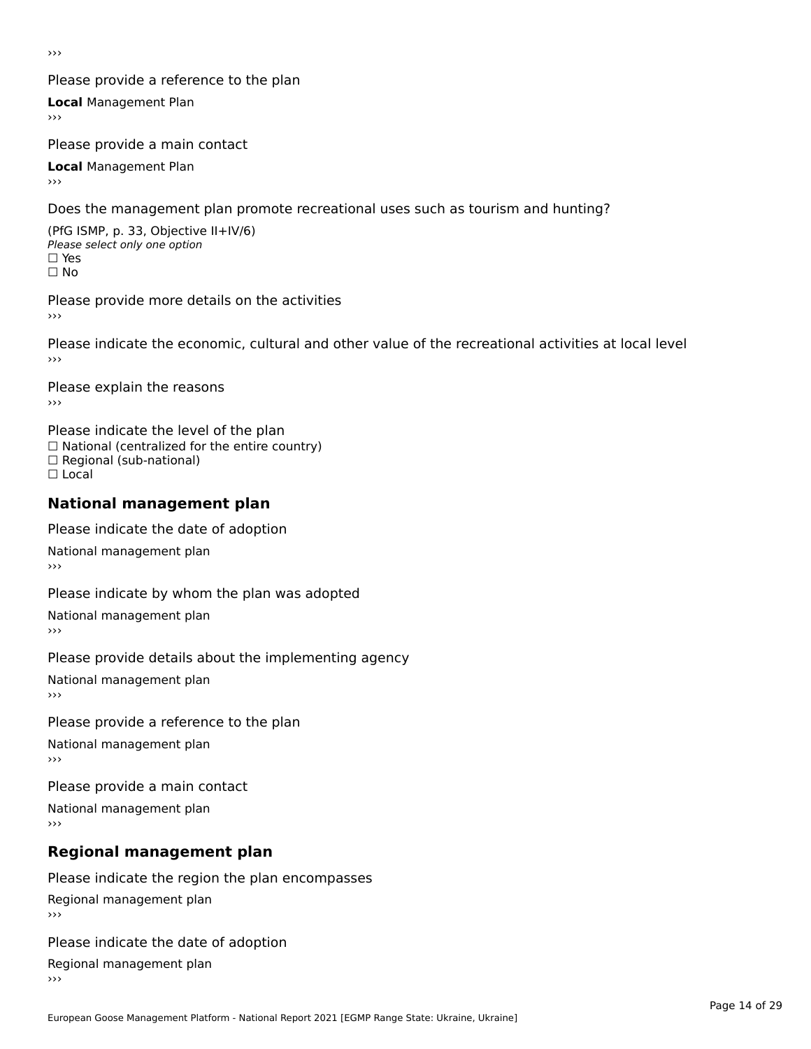›››

Please provide a reference to the plan

**Local** Management Plan

›››

Please provide a main contact

**Local** Management Plan

›››

Does the management plan promote recreational uses such as tourism and hunting?

(PfG ISMP, p. 33, Objective II+IV/6)

*Please select only one option*

☐ Yes

☐ No

Please provide more details on the activities

›››

Please indicate the economic, cultural and other value of the recreational activities at local level

›››

Please explain the reasons

›››

Please indicate the level of the plan

☐ National (centralized for the entire country)

☐ Regional (sub-national)

☐ Local

## National management plan

Please indicate the date of adoption

National management plan

›››

Please indicate by whom the plan was adopted

National management plan

›››

Please provide details about the implementing agency

National management plan

›››

Please provide a reference to the plan

National management plan

›››

Please provide a main contact

National management plan

›››

## Regional management plan

Please indicate the region the plan encompasses

Regional management plan

›››

Please indicate the date of adoption

Regional management plan

›››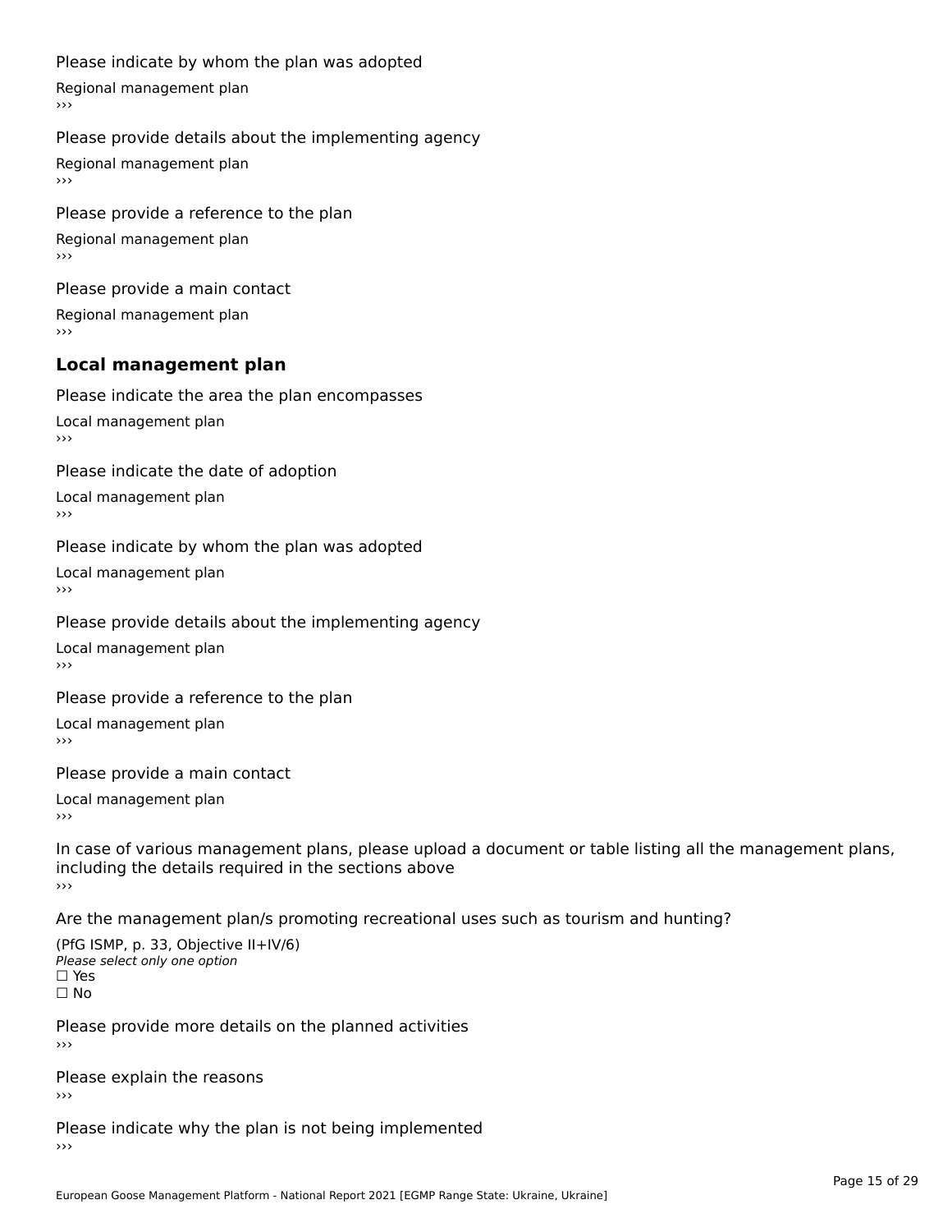Please indicate by whom the plan was adopted

Regional management plan
›››

Please provide details about the implementing agency

Regional management plan
›››

Please provide a reference to the plan

Regional management plan
›››

Please provide a main contact

Regional management plan
›››

## Local management plan

Please indicate the area the plan encompasses

Local management plan
›››

Please indicate the date of adoption

Local management plan
›››

Please indicate by whom the plan was adopted

Local management plan
›››

Please provide details about the implementing agency

Local management plan
›››

Please provide a reference to the plan

Local management plan
›››

Please provide a main contact

Local management plan
›››

In case of various management plans, please upload a document or table listing all the management plans, including the details required in the sections above
›››

Are the management plan/s promoting recreational uses such as tourism and hunting?

(PfG ISMP, p. 33, Objective II+IV/6)
*Please select only one option*
☐ Yes
☐ No

Please provide more details on the planned activities
›››

Please explain the reasons
›››

Please indicate why the plan is not being implemented
›››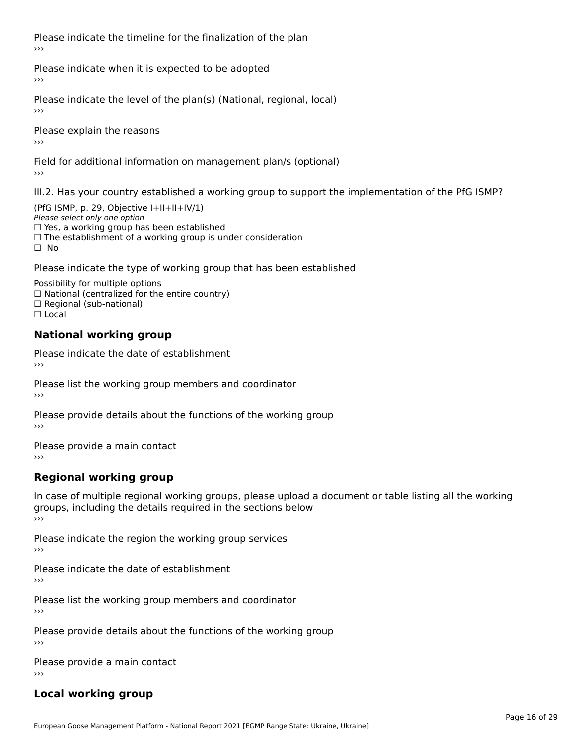Please indicate the timeline for the finalization of the plan
›››

Please indicate when it is expected to be adopted
›››

Please indicate the level of the plan(s) (National, regional, local)
›››

Please explain the reasons
›››

Field for additional information on management plan/s (optional)
›››

III.2. Has your country established a working group to support the implementation of the PfG ISMP?

(PfG ISMP, p. 29, Objective I+II+II+IV/1)
*Please select only one option*
☐ Yes, a working group has been established
☐ The establishment of a working group is under consideration
☐ No

Please indicate the type of working group that has been established

Possibility for multiple options
☐ National (centralized for the entire country)
☐ Regional (sub-national)
☐ Local

## National working group

Please indicate the date of establishment
›››

Please list the working group members and coordinator
›››

Please provide details about the functions of the working group
›››

Please provide a main contact
›››

## Regional working group

In case of multiple regional working groups, please upload a document or table listing all the working groups, including the details required in the sections below
›››

Please indicate the region the working group services
›››

Please indicate the date of establishment
›››

Please list the working group members and coordinator
›››

Please provide details about the functions of the working group
›››

Please provide a main contact
›››

## Local working group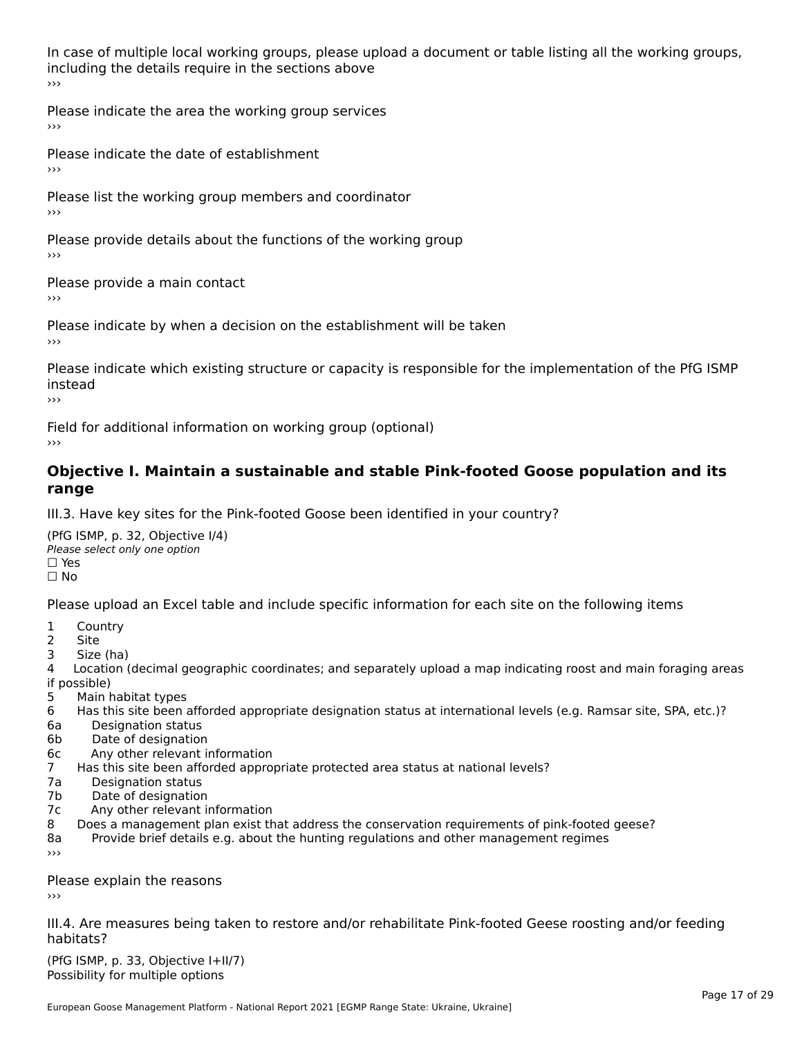In case of multiple local working groups, please upload a document or table listing all the working groups, including the details require in the sections above
›››

Please indicate the area the working group services
›››

Please indicate the date of establishment
›››

Please list the working group members and coordinator
›››

Please provide details about the functions of the working group
›››

Please provide a main contact
›››

Please indicate by when a decision on the establishment will be taken
›››

Please indicate which existing structure or capacity is responsible for the implementation of the PfG ISMP instead
›››

Field for additional information on working group (optional)
›››

## Objective I. Maintain a sustainable and stable Pink-footed Goose population and its range

III.3. Have key sites for the Pink-footed Goose been identified in your country?

(PfG ISMP, p. 32, Objective I/4)
*Please select only one option*
☐ Yes
☐ No

Please upload an Excel table and include specific information for each site on the following items

1 Country
2 Site
3 Size (ha)
4 Location (decimal geographic coordinates; and separately upload a map indicating roost and main foraging areas if possible)
5 Main habitat types
6 Has this site been afforded appropriate designation status at international levels (e.g. Ramsar site, SPA, etc.)?
6a Designation status
6b Date of designation
6c Any other relevant information
7 Has this site been afforded appropriate protected area status at national levels?
7a Designation status
7b Date of designation
7c Any other relevant information
8 Does a management plan exist that address the conservation requirements of pink-footed geese?
8a Provide brief details e.g. about the hunting regulations and other management regimes
›››

Please explain the reasons
›››

III.4. Are measures being taken to restore and/or rehabilitate Pink-footed Geese roosting and/or feeding habitats?

(PfG ISMP, p. 33, Objective I+II/7)
Possibility for multiple options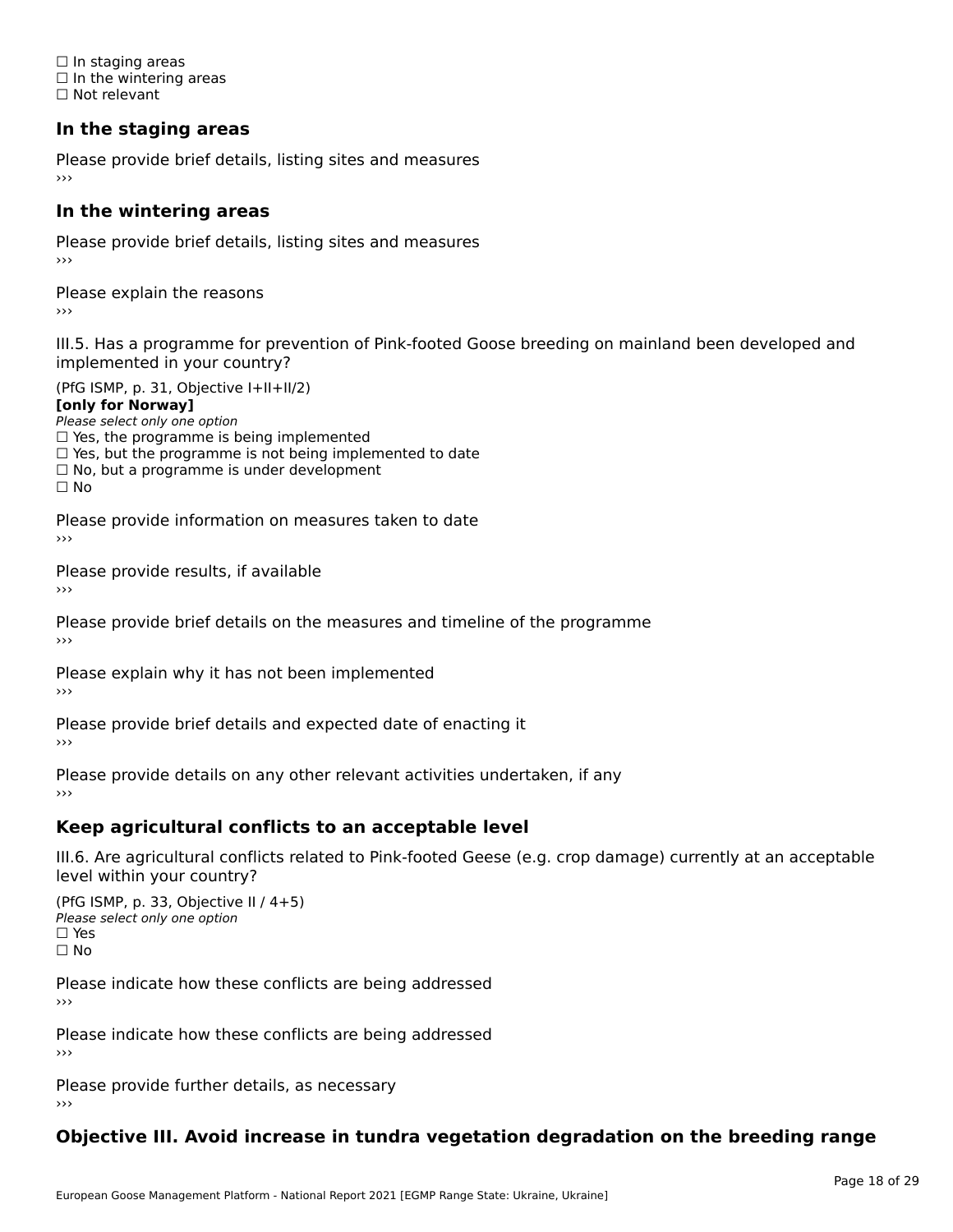☐ In staging areas
☐ In the wintering areas
☐ Not relevant

### In the staging areas

Please provide brief details, listing sites and measures
›››

### In the wintering areas

Please provide brief details, listing sites and measures
›››

Please explain the reasons
›››

III.5. Has a programme for prevention of Pink-footed Goose breeding on mainland been developed and implemented in your country?

(PfG ISMP, p. 31, Objective I+II+II/2)
**[only for Norway]**
*Please select only one option*
☐ Yes, the programme is being implemented
☐ Yes, but the programme is not being implemented to date
☐ No, but a programme is under development
☐ No

Please provide information on measures taken to date
›››

Please provide results, if available
›››

Please provide brief details on the measures and timeline of the programme
›››

Please explain why it has not been implemented
›››

Please provide brief details and expected date of enacting it
›››

Please provide details on any other relevant activities undertaken, if any
›››

### Keep agricultural conflicts to an acceptable level

III.6. Are agricultural conflicts related to Pink-footed Geese (e.g. crop damage) currently at an acceptable level within your country?

(PfG ISMP, p. 33, Objective II / 4+5)
*Please select only one option*
☐ Yes
☐ No

Please indicate how these conflicts are being addressed
›››

Please indicate how these conflicts are being addressed
›››

Please provide further details, as necessary
›››

### Objective III. Avoid increase in tundra vegetation degradation on the breeding range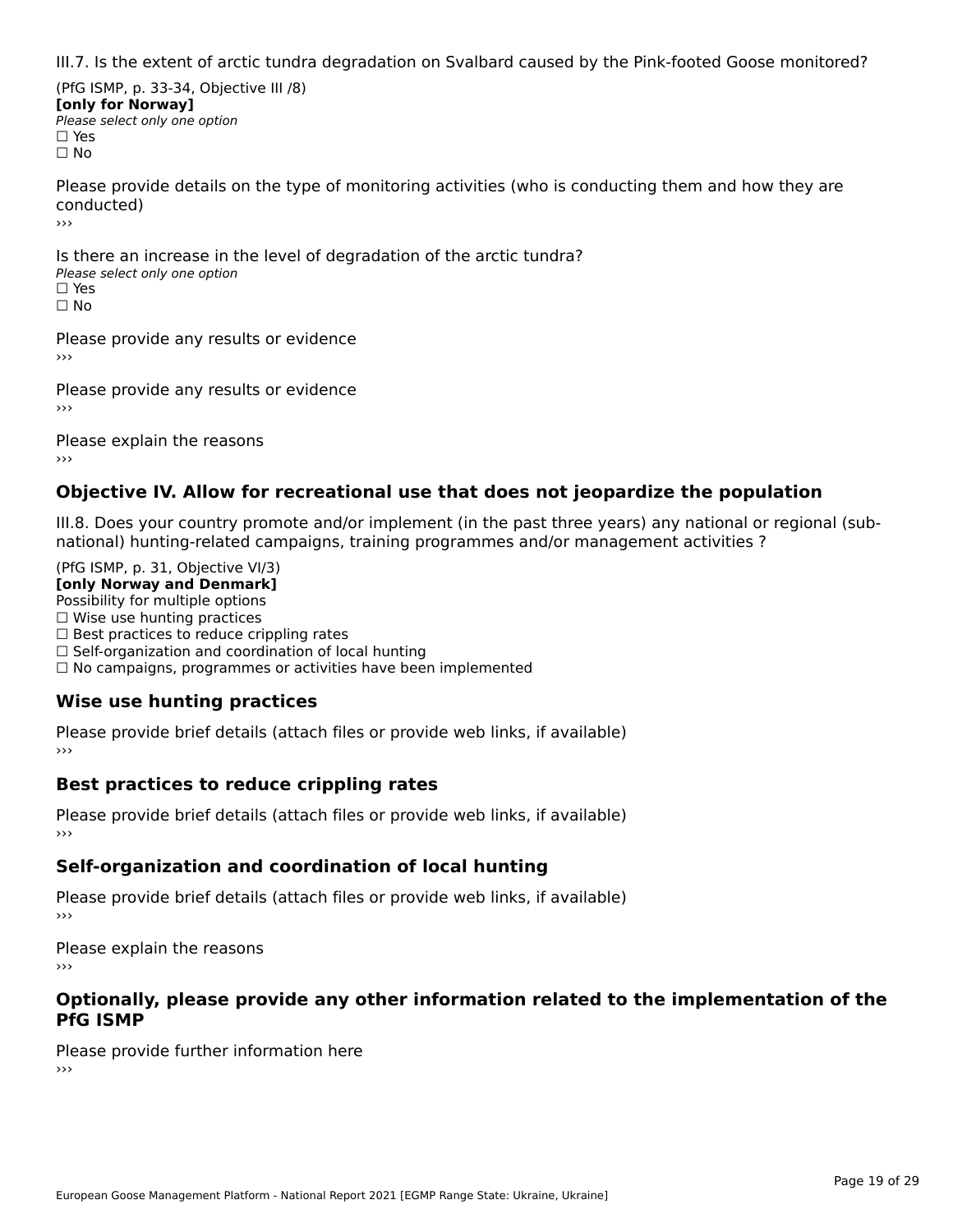III.7. Is the extent of arctic tundra degradation on Svalbard caused by the Pink-footed Goose monitored?

(PfG ISMP, p. 33-34, Objective III /8)
**[only for Norway]**
*Please select only one option*
☐ Yes
☐ No

Please provide details on the type of monitoring activities (who is conducting them and how they are conducted)
›››

Is there an increase in the level of degradation of the arctic tundra?
*Please select only one option*
☐ Yes
☐ No

Please provide any results or evidence
›››

Please provide any results or evidence
›››

Please explain the reasons
›››

## Objective IV. Allow for recreational use that does not jeopardize the population

III.8. Does your country promote and/or implement (in the past three years) any national or regional (sub-national) hunting-related campaigns, training programmes and/or management activities ?

(PfG ISMP, p. 31, Objective VI/3)
**[only Norway and Denmark]**
Possibility for multiple options
☐ Wise use hunting practices
☐ Best practices to reduce crippling rates
☐ Self-organization and coordination of local hunting
☐ No campaigns, programmes or activities have been implemented

### Wise use hunting practices

Please provide brief details (attach files or provide web links, if available)
›››

### Best practices to reduce crippling rates

Please provide brief details (attach files or provide web links, if available)
›››

### Self-organization and coordination of local hunting

Please provide brief details (attach files or provide web links, if available)
›››

Please explain the reasons
›››

## Optionally, please provide any other information related to the implementation of the PfG ISMP

Please provide further information here
›››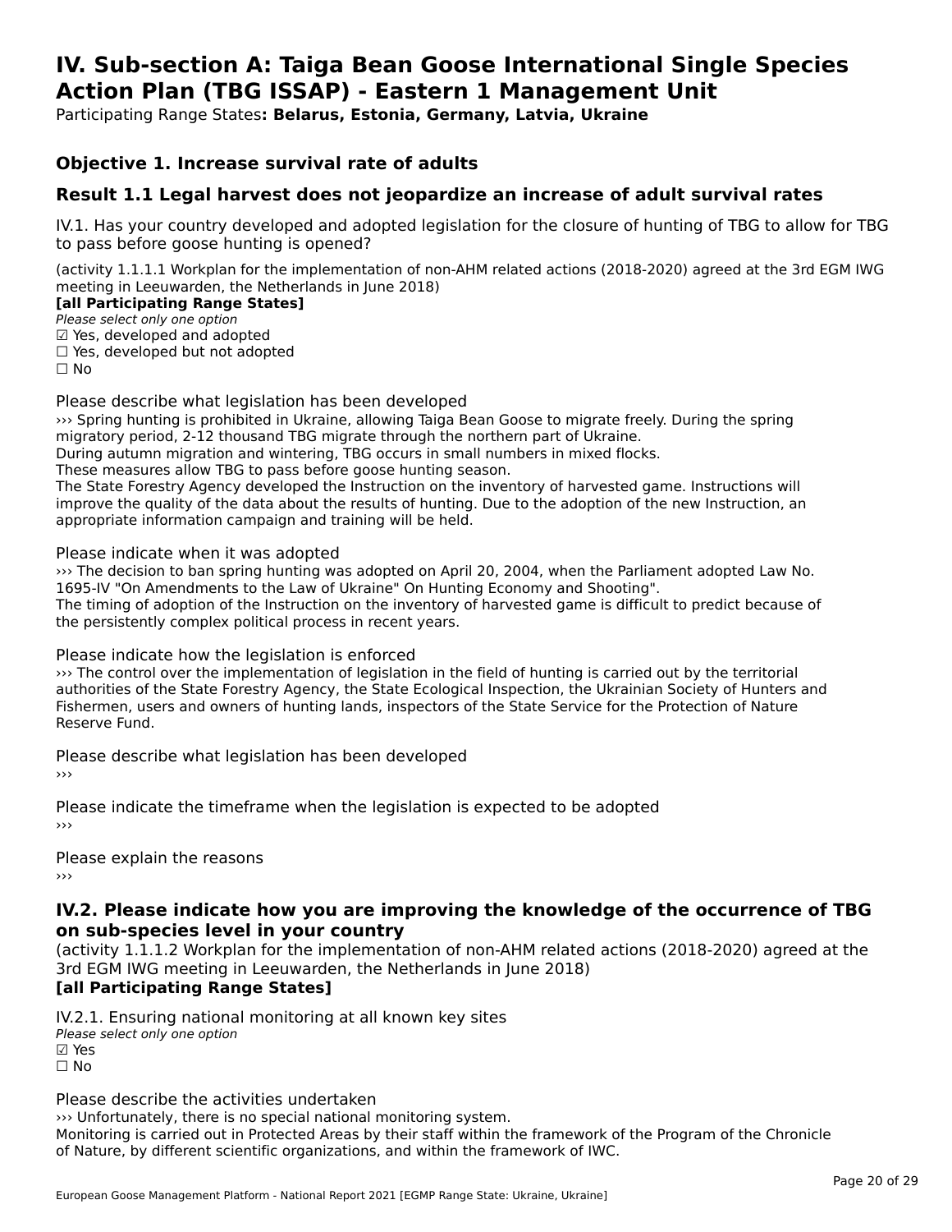# IV. Sub-section A: Taiga Bean Goose International Single Species Action Plan (TBG ISSAP) - Eastern 1 Management Unit

Participating Range States**: Belarus, Estonia, Germany, Latvia, Ukraine**

## Objective 1. Increase survival rate of adults

## Result 1.1 Legal harvest does not jeopardize an increase of adult survival rates

IV.1. Has your country developed and adopted legislation for the closure of hunting of TBG to allow for TBG to pass before goose hunting is opened?

(activity 1.1.1.1 Workplan for the implementation of non-AHM related actions (2018-2020) agreed at the 3rd EGM IWG meeting in Leeuwarden, the Netherlands in June 2018)

**[all Participating Range States]**

*Please select only one option*

☑ Yes, developed and adopted
☐ Yes, developed but not adopted
☐ No

Please describe what legislation has been developed

››› Spring hunting is prohibited in Ukraine, allowing Taiga Bean Goose to migrate freely. During the spring migratory period, 2-12 thousand TBG migrate through the northern part of Ukraine.
During autumn migration and wintering, TBG occurs in small numbers in mixed flocks.
These measures allow TBG to pass before goose hunting season.
The State Forestry Agency developed the Instruction on the inventory of harvested game. Instructions will improve the quality of the data about the results of hunting. Due to the adoption of the new Instruction, an appropriate information campaign and training will be held.

Please indicate when it was adopted

››› The decision to ban spring hunting was adopted on April 20, 2004, when the Parliament adopted Law No. 1695-IV "On Amendments to the Law of Ukraine" On Hunting Economy and Shooting".
The timing of adoption of the Instruction on the inventory of harvested game is difficult to predict because of the persistently complex political process in recent years.

Please indicate how the legislation is enforced

››› The control over the implementation of legislation in the field of hunting is carried out by the territorial authorities of the State Forestry Agency, the State Ecological Inspection, the Ukrainian Society of Hunters and Fishermen, users and owners of hunting lands, inspectors of the State Service for the Protection of Nature Reserve Fund.

Please describe what legislation has been developed

›››

Please indicate the timeframe when the legislation is expected to be adopted

›››

Please explain the reasons

›››

### IV.2. Please indicate how you are improving the knowledge of the occurrence of TBG on sub-species level in your country

(activity 1.1.1.2 Workplan for the implementation of non-AHM related actions (2018-2020) agreed at the 3rd EGM IWG meeting in Leeuwarden, the Netherlands in June 2018)

**[all Participating Range States]**

IV.2.1. Ensuring national monitoring at all known key sites

*Please select only one option*

☑ Yes
☐ No

Please describe the activities undertaken

››› Unfortunately, there is no special national monitoring system.
Monitoring is carried out in Protected Areas by their staff within the framework of the Program of the Chronicle of Nature, by different scientific organizations, and within the framework of IWC.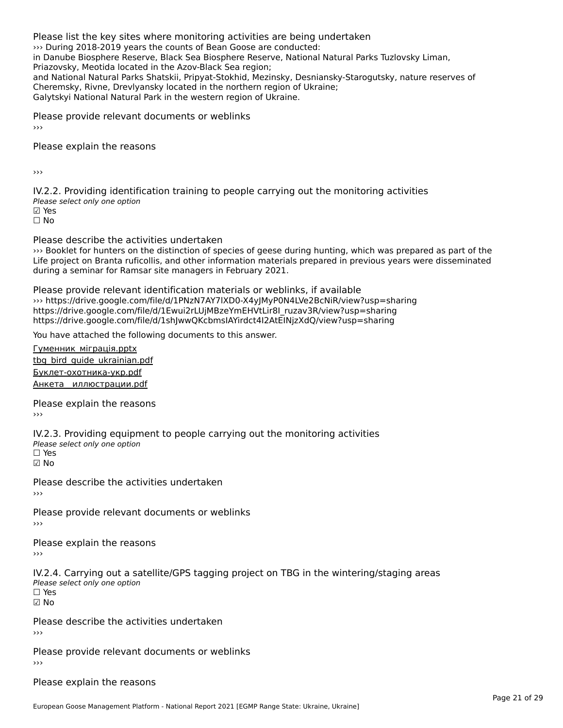Please list the key sites where monitoring activities are being undertaken

››› During 2018-2019 years the counts of Bean Goose are conducted:
in Danube Biosphere Reserve, Black Sea Biosphere Reserve, National Natural Parks Tuzlovsky Liman, Priazovsky, Meotida located in the Azov-Black Sea region;
and National Natural Parks Shatskii, Pripyat-Stokhid, Mezinsky, Desniansky-Starogutsky, nature reserves of Cheremsky, Rivne, Drevlyansky located in the northern region of Ukraine;
Galytskyi National Natural Park in the western region of Ukraine.

Please provide relevant documents or weblinks

›››

Please explain the reasons

›››

IV.2.2. Providing identification training to people carrying out the monitoring activities

*Please select only one option*

☑ Yes

☐ No

Please describe the activities undertaken

››› Booklet for hunters on the distinction of species of geese during hunting, which was prepared as part of the Life project on Branta ruficollis, and other information materials prepared in previous years were disseminated during a seminar for Ramsar site managers in February 2021.

Please provide relevant identification materials or weblinks, if available

››› https://drive.google.com/file/d/1PNzN7AY7lXD0-X4yJMyP0N4LVe2BcNiR/view?usp=sharing
https://drive.google.com/file/d/1Ewui2rLUjMBzeYmEHVtLir8I_ruzav3R/view?usp=sharing
https://drive.google.com/file/d/1shJwwQKcbmsIAYirdct4I2AtEINjzXdQ/view?usp=sharing

You have attached the following documents to this answer.

Гуменник_міграція.pptx

tbg_bird_guide_ukrainian.pdf

Буклет-охотника-укр.pdf

Анкета _ иллюстрации.pdf

Please explain the reasons

›››

IV.2.3. Providing equipment to people carrying out the monitoring activities

*Please select only one option*

☐ Yes

☑ No

Please describe the activities undertaken

›››

Please provide relevant documents or weblinks

›››

Please explain the reasons

›››

IV.2.4. Carrying out a satellite/GPS tagging project on TBG in the wintering/staging areas

*Please select only one option*

☐ Yes

☑ No

Please describe the activities undertaken

›››

Please provide relevant documents or weblinks

›››

Please explain the reasons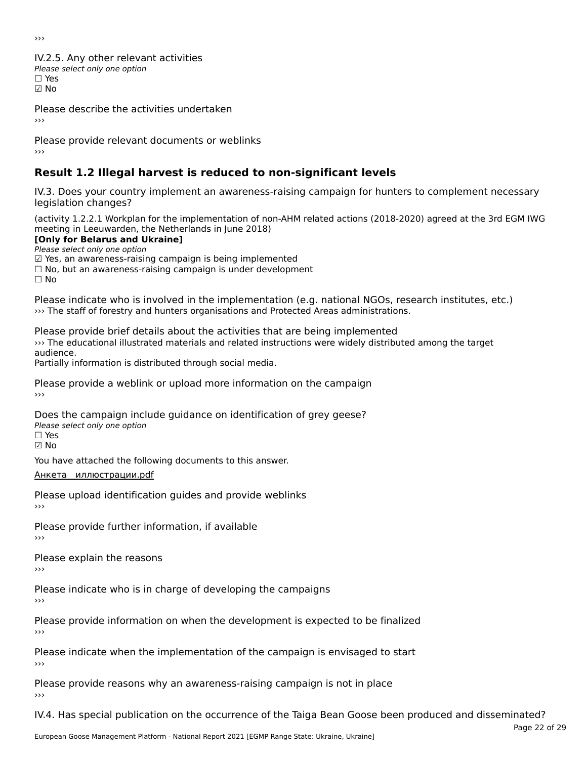›››

IV.2.5. Any other relevant activities

*Please select only one option*

☐ Yes

☑ No

Please describe the activities undertaken

›››

Please provide relevant documents or weblinks

›››

## Result 1.2 Illegal harvest is reduced to non-significant levels

IV.3. Does your country implement an awareness-raising campaign for hunters to complement necessary legislation changes?

(activity 1.2.2.1 Workplan for the implementation of non-AHM related actions (2018-2020) agreed at the 3rd EGM IWG meeting in Leeuwarden, the Netherlands in June 2018)

**[Only for Belarus and Ukraine]**

*Please select only one option*

☑ Yes, an awareness-raising campaign is being implemented

☐ No, but an awareness-raising campaign is under development

☐ No

Please indicate who is involved in the implementation (e.g. national NGOs, research institutes, etc.)

››› The staff of forestry and hunters organisations and Protected Areas administrations.

Please provide brief details about the activities that are being implemented

››› The educational illustrated materials and related instructions were widely distributed among the target audience.

Partially information is distributed through social media.

Please provide a weblink or upload more information on the campaign

›››

Does the campaign include guidance on identification of grey geese?

*Please select only one option*

☐ Yes

☑ No

You have attached the following documents to this answer.

Анкета_ иллюстрации.pdf

Please upload identification guides and provide weblinks

›››

Please provide further information, if available

›››

Please explain the reasons

›››

Please indicate who is in charge of developing the campaigns

›››

Please provide information on when the development is expected to be finalized

›››

Please indicate when the implementation of the campaign is envisaged to start

›››

Please provide reasons why an awareness-raising campaign is not in place

›››

IV.4. Has special publication on the occurrence of the Taiga Bean Goose been produced and disseminated?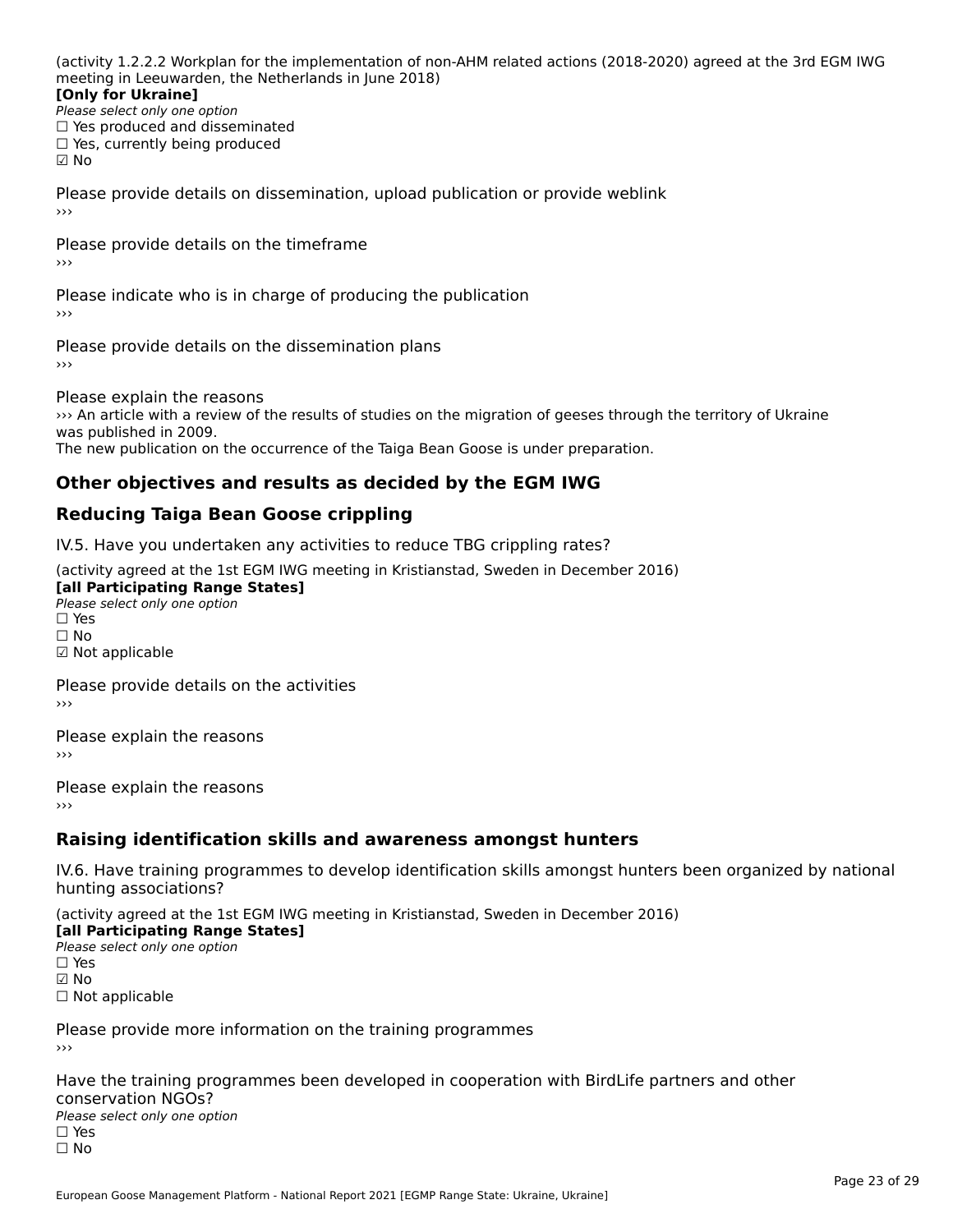(activity 1.2.2.2 Workplan for the implementation of non-AHM related actions (2018-2020) agreed at the 3rd EGM IWG meeting in Leeuwarden, the Netherlands in June 2018)
**[Only for Ukraine]**
*Please select only one option*
☐ Yes produced and disseminated
☐ Yes, currently being produced
☑ No

Please provide details on dissemination, upload publication or provide weblink
›››

Please provide details on the timeframe
›››

Please indicate who is in charge of producing the publication
›››

Please provide details on the dissemination plans
›››

Please explain the reasons
››› An article with a review of the results of studies on the migration of geeses through the territory of Ukraine was published in 2009.
The new publication on the occurrence of the Taiga Bean Goose is under preparation.

## Other objectives and results as decided by the EGM IWG

## Reducing Taiga Bean Goose crippling

IV.5. Have you undertaken any activities to reduce TBG crippling rates?

(activity agreed at the 1st EGM IWG meeting in Kristianstad, Sweden in December 2016)
**[all Participating Range States]**
*Please select only one option*
☐ Yes
☐ No
☑ Not applicable

Please provide details on the activities
›››

Please explain the reasons
›››

Please explain the reasons
›››

## Raising identification skills and awareness amongst hunters

IV.6. Have training programmes to develop identification skills amongst hunters been organized by national hunting associations?

(activity agreed at the 1st EGM IWG meeting in Kristianstad, Sweden in December 2016)
**[all Participating Range States]**
*Please select only one option*
☐ Yes
☑ No
☐ Not applicable

Please provide more information on the training programmes
›››

Have the training programmes been developed in cooperation with BirdLife partners and other conservation NGOs?
*Please select only one option*
☐ Yes
☐ No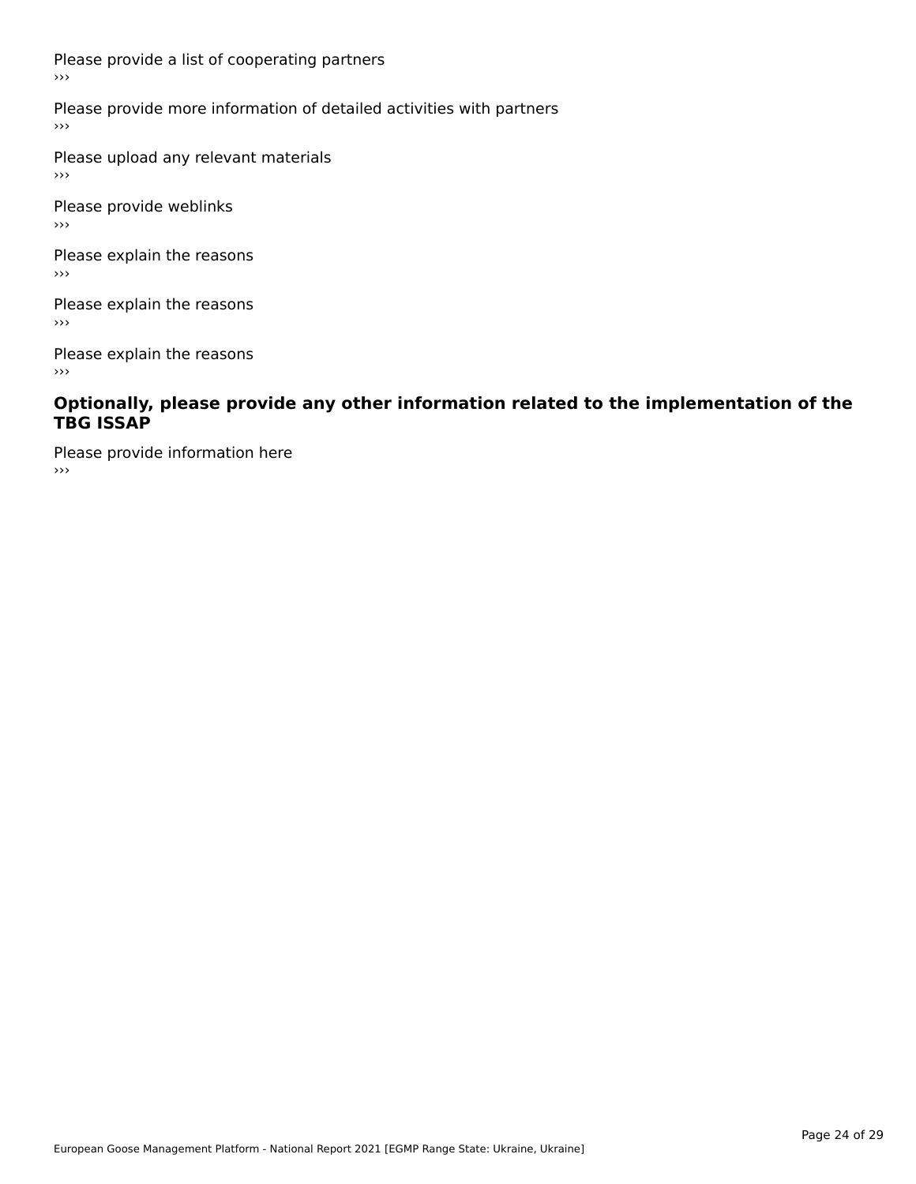Please provide a list of cooperating partners
›››

Please provide more information of detailed activities with partners
›››

Please upload any relevant materials
›››

Please provide weblinks
›››

Please explain the reasons
›››

Please explain the reasons
›››

Please explain the reasons
›››

### Optionally, please provide any other information related to the implementation of the TBG ISSAP

Please provide information here
›››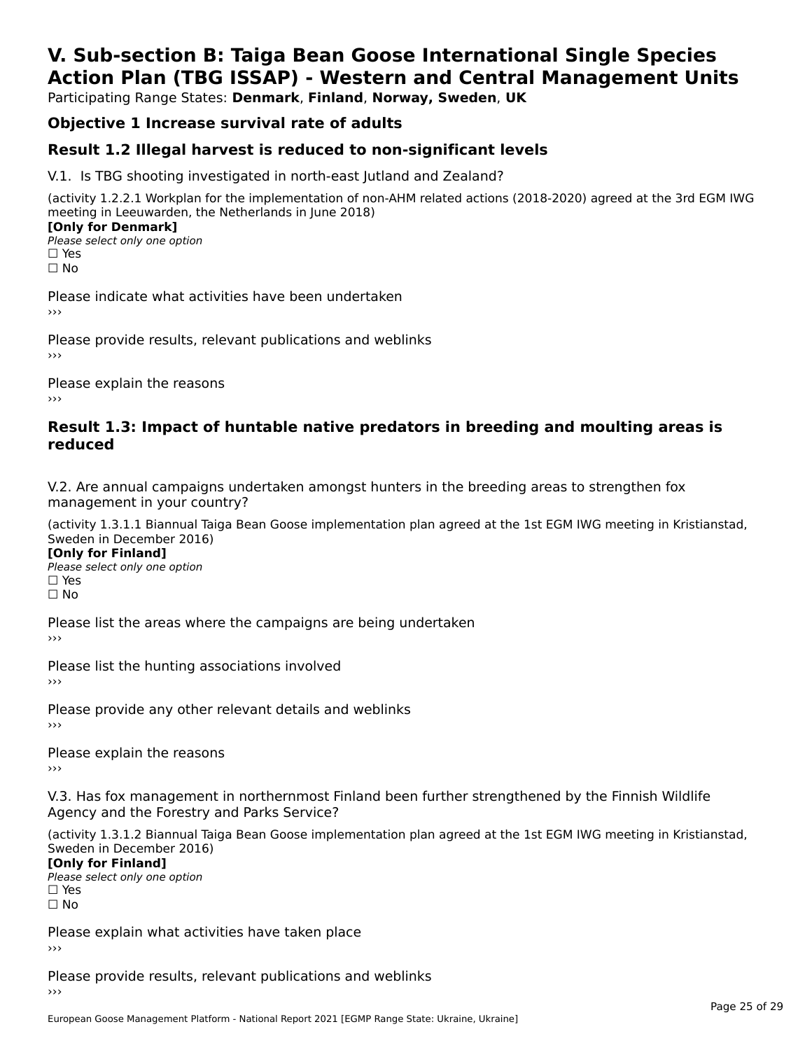# V. Sub-section B: Taiga Bean Goose International Single Species Action Plan (TBG ISSAP) - Western and Central Management Units

Participating Range States: **Denmark**, **Finland**, **Norway, Sweden**, **UK**

### Objective 1 Increase survival rate of adults

### Result 1.2 Illegal harvest is reduced to non-significant levels

V.1. Is TBG shooting investigated in north-east Jutland and Zealand?

(activity 1.2.2.1 Workplan for the implementation of non-AHM related actions (2018-2020) agreed at the 3rd EGM IWG meeting in Leeuwarden, the Netherlands in June 2018)

**[Only for Denmark]**

*Please select only one option*

☐ Yes

☐ No

Please indicate what activities have been undertaken

›››

Please provide results, relevant publications and weblinks

›››

Please explain the reasons

›››

### Result 1.3: Impact of huntable native predators in breeding and moulting areas is reduced

V.2. Are annual campaigns undertaken amongst hunters in the breeding areas to strengthen fox management in your country?

(activity 1.3.1.1 Biannual Taiga Bean Goose implementation plan agreed at the 1st EGM IWG meeting in Kristianstad, Sweden in December 2016)

**[Only for Finland]**

*Please select only one option*

☐ Yes

☐ No

Please list the areas where the campaigns are being undertaken

›››

Please list the hunting associations involved

›››

Please provide any other relevant details and weblinks

›››

Please explain the reasons

›››

V.3. Has fox management in northernmost Finland been further strengthened by the Finnish Wildlife Agency and the Forestry and Parks Service?

(activity 1.3.1.2 Biannual Taiga Bean Goose implementation plan agreed at the 1st EGM IWG meeting in Kristianstad, Sweden in December 2016)

**[Only for Finland]**

*Please select only one option*

☐ Yes

☐ No

Please explain what activities have taken place

›››

Please provide results, relevant publications and weblinks

›››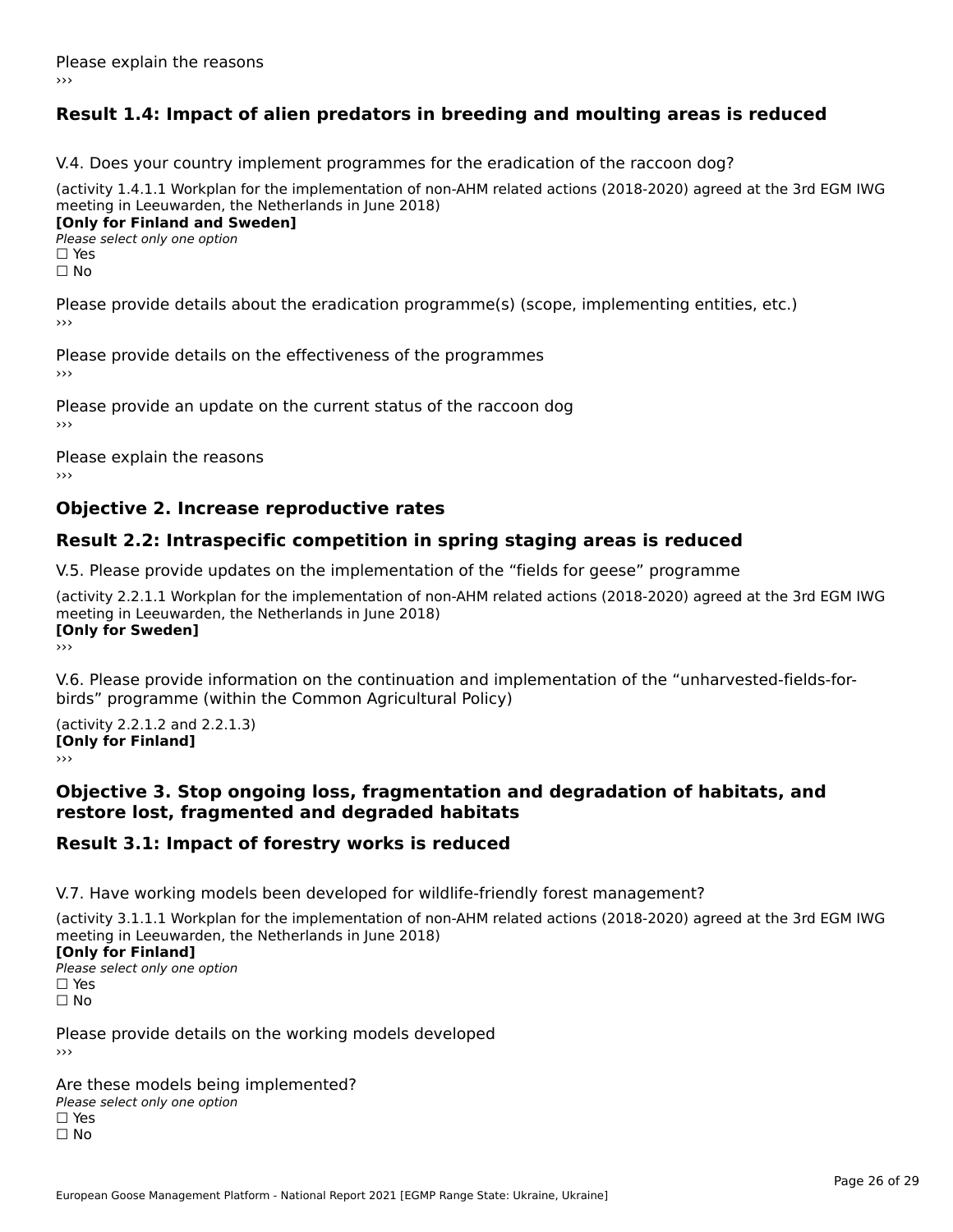Please explain the reasons

›››

## Result 1.4: Impact of alien predators in breeding and moulting areas is reduced

V.4. Does your country implement programmes for the eradication of the raccoon dog?

(activity 1.4.1.1 Workplan for the implementation of non-AHM related actions (2018-2020) agreed at the 3rd EGM IWG meeting in Leeuwarden, the Netherlands in June 2018)

**[Only for Finland and Sweden]**

*Please select only one option*

☐ Yes

☐ No

Please provide details about the eradication programme(s) (scope, implementing entities, etc.)

›››

Please provide details on the effectiveness of the programmes

›››

Please provide an update on the current status of the raccoon dog

›››

Please explain the reasons

›››

## Objective 2. Increase reproductive rates

## Result 2.2: Intraspecific competition in spring staging areas is reduced

V.5. Please provide updates on the implementation of the “fields for geese” programme

(activity 2.2.1.1 Workplan for the implementation of non-AHM related actions (2018-2020) agreed at the 3rd EGM IWG meeting in Leeuwarden, the Netherlands in June 2018)

**[Only for Sweden]**

›››

V.6. Please provide information on the continuation and implementation of the “unharvested-fields-for-birds” programme (within the Common Agricultural Policy)

(activity 2.2.1.2 and 2.2.1.3)

**[Only for Finland]**

›››

## Objective 3. Stop ongoing loss, fragmentation and degradation of habitats, and restore lost, fragmented and degraded habitats

## Result 3.1: Impact of forestry works is reduced

V.7. Have working models been developed for wildlife-friendly forest management?

(activity 3.1.1.1 Workplan for the implementation of non-AHM related actions (2018-2020) agreed at the 3rd EGM IWG meeting in Leeuwarden, the Netherlands in June 2018)

**[Only for Finland]**

*Please select only one option*

☐ Yes

☐ No

Please provide details on the working models developed

›››

Are these models being implemented?

*Please select only one option*

☐ Yes

☐ No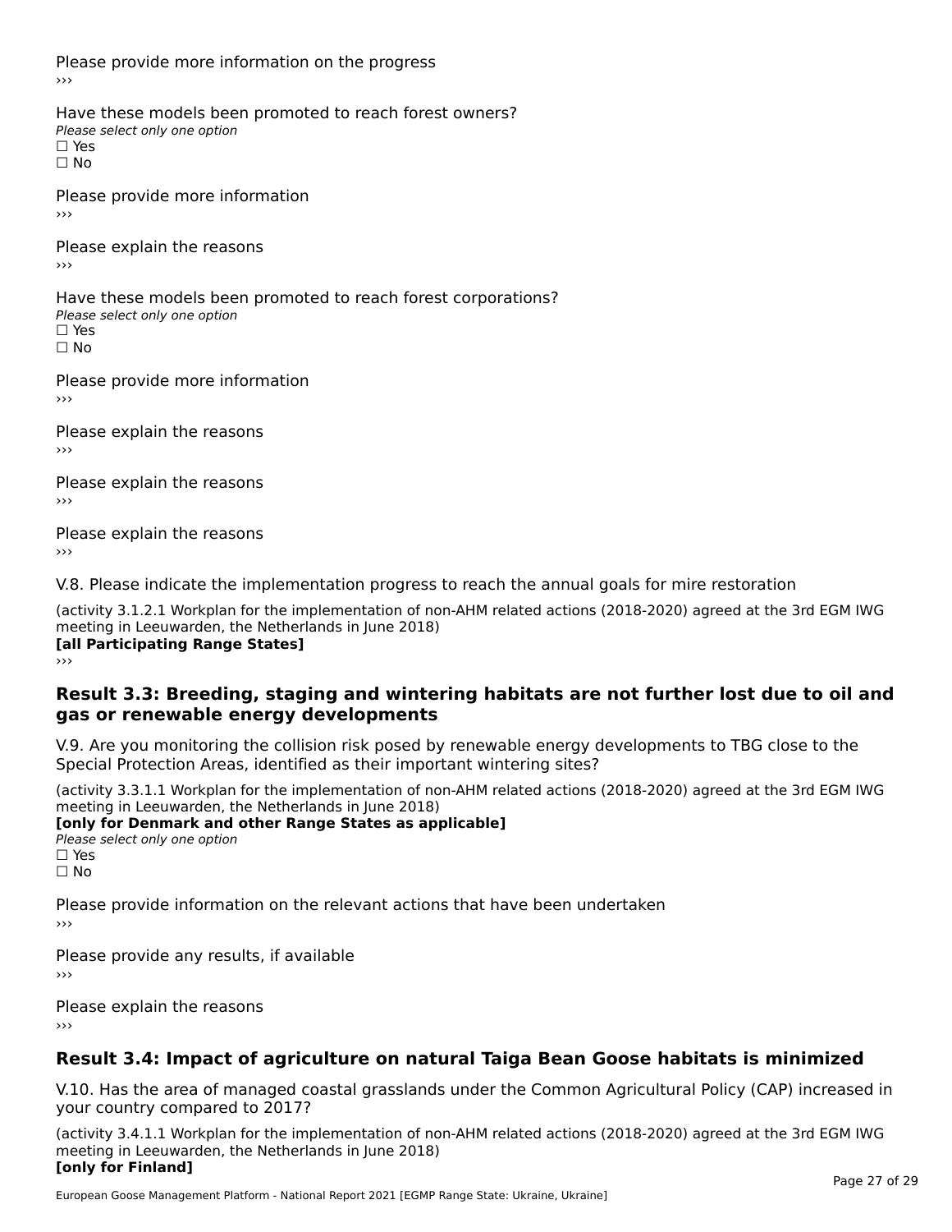Please provide more information on the progress
›››

Have these models been promoted to reach forest owners?
*Please select only one option*
☐ Yes
☐ No

Please provide more information
›››

Please explain the reasons
›››

Have these models been promoted to reach forest corporations?
*Please select only one option*
☐ Yes
☐ No

Please provide more information
›››

Please explain the reasons
›››

Please explain the reasons
›››

Please explain the reasons
›››

V.8. Please indicate the implementation progress to reach the annual goals for mire restoration

(activity 3.1.2.1 Workplan for the implementation of non-AHM related actions (2018-2020) agreed at the 3rd EGM IWG meeting in Leeuwarden, the Netherlands in June 2018)
**[all Participating Range States]**
›››

## Result 3.3: Breeding, staging and wintering habitats are not further lost due to oil and gas or renewable energy developments

V.9. Are you monitoring the collision risk posed by renewable energy developments to TBG close to the Special Protection Areas, identified as their important wintering sites?

(activity 3.3.1.1 Workplan for the implementation of non-AHM related actions (2018-2020) agreed at the 3rd EGM IWG meeting in Leeuwarden, the Netherlands in June 2018)
**[only for Denmark and other Range States as applicable]**
*Please select only one option*
☐ Yes
☐ No

Please provide information on the relevant actions that have been undertaken
›››

Please provide any results, if available
›››

Please explain the reasons
›››

## Result 3.4: Impact of agriculture on natural Taiga Bean Goose habitats is minimized

V.10. Has the area of managed coastal grasslands under the Common Agricultural Policy (CAP) increased in your country compared to 2017?

(activity 3.4.1.1 Workplan for the implementation of non-AHM related actions (2018-2020) agreed at the 3rd EGM IWG meeting in Leeuwarden, the Netherlands in June 2018)
**[only for Finland]**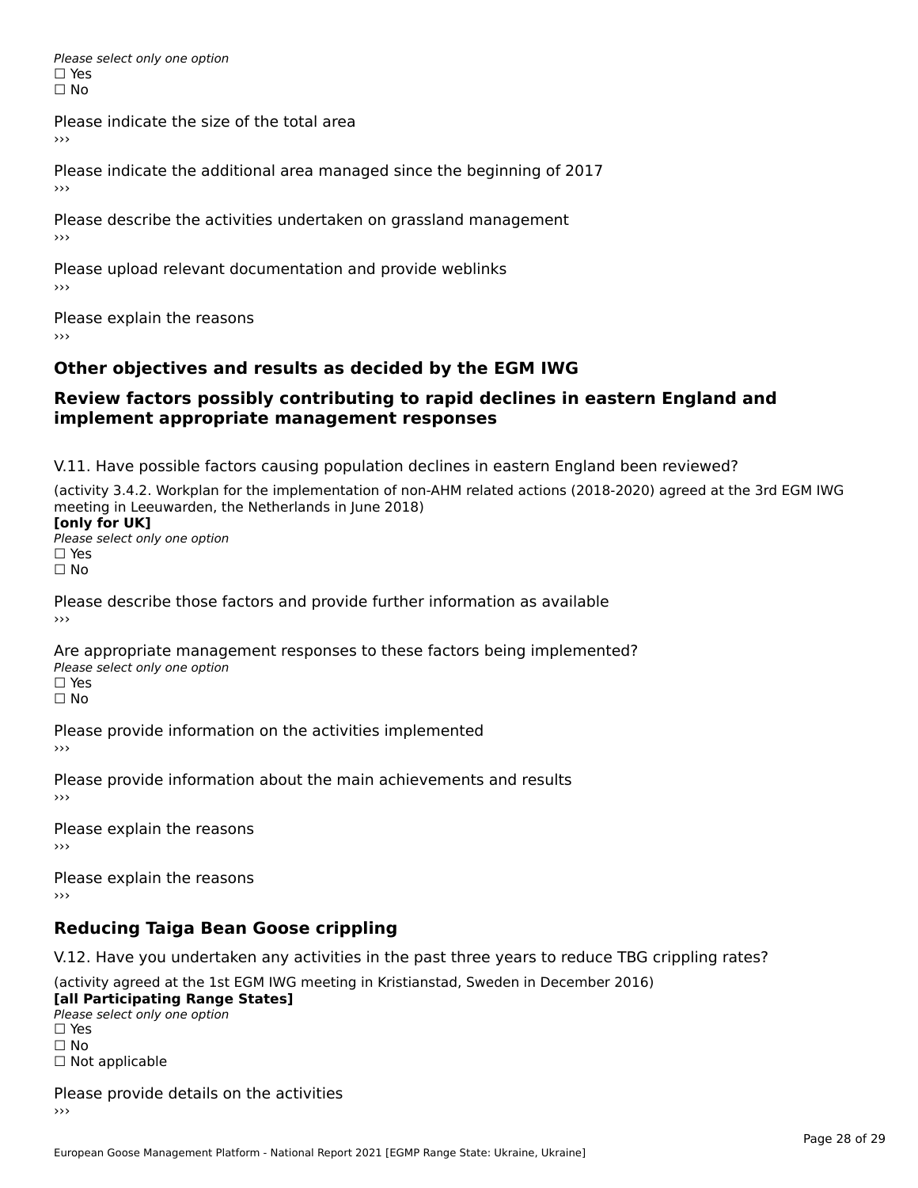*Please select only one option*
☐ Yes
☐ No

Please indicate the size of the total area
›››

Please indicate the additional area managed since the beginning of 2017
›››

Please describe the activities undertaken on grassland management
›››

Please upload relevant documentation and provide weblinks
›››

Please explain the reasons
›››

## Other objectives and results as decided by the EGM IWG

## Review factors possibly contributing to rapid declines in eastern England and implement appropriate management responses

V.11. Have possible factors causing population declines in eastern England been reviewed?

(activity 3.4.2. Workplan for the implementation of non-AHM related actions (2018-2020) agreed at the 3rd EGM IWG meeting in Leeuwarden, the Netherlands in June 2018)
**[only for UK]**
*Please select only one option*
☐ Yes
☐ No

Please describe those factors and provide further information as available
›››

Are appropriate management responses to these factors being implemented?
*Please select only one option*
☐ Yes
☐ No

Please provide information on the activities implemented
›››

Please provide information about the main achievements and results
›››

Please explain the reasons
›››

Please explain the reasons
›››

## Reducing Taiga Bean Goose crippling

V.12. Have you undertaken any activities in the past three years to reduce TBG crippling rates?

(activity agreed at the 1st EGM IWG meeting in Kristianstad, Sweden in December 2016)
**[all Participating Range States]**
*Please select only one option*
☐ Yes
☐ No
☐ Not applicable

Please provide details on the activities
›››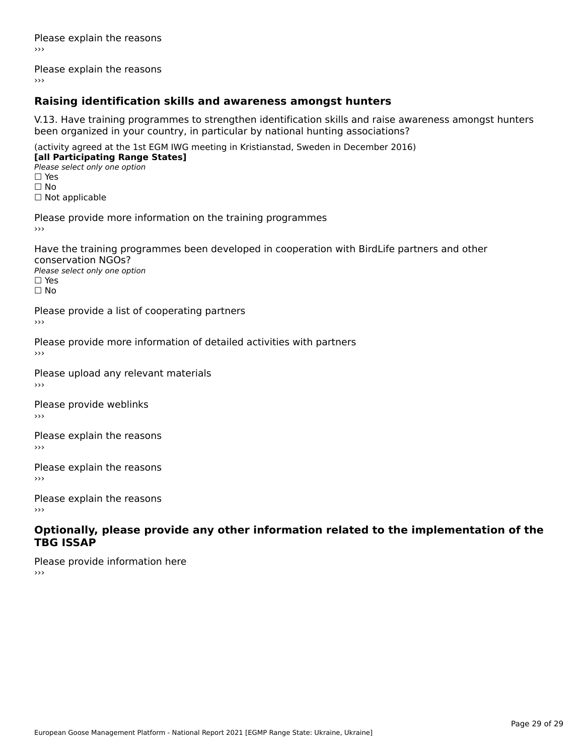Please explain the reasons
›››

Please explain the reasons
›››

### Raising identification skills and awareness amongst hunters

V.13. Have training programmes to strengthen identification skills and raise awareness amongst hunters been organized in your country, in particular by national hunting associations?

(activity agreed at the 1st EGM IWG meeting in Kristianstad, Sweden in December 2016)
**[all Participating Range States]**
*Please select only one option*
☐ Yes
☐ No
☐ Not applicable

Please provide more information on the training programmes
›››

Have the training programmes been developed in cooperation with BirdLife partners and other conservation NGOs?
*Please select only one option*
☐ Yes
☐ No

Please provide a list of cooperating partners
›››

Please provide more information of detailed activities with partners
›››

Please upload any relevant materials
›››

Please provide weblinks
›››

Please explain the reasons
›››

Please explain the reasons
›››

Please explain the reasons
›››

### Optionally, please provide any other information related to the implementation of the TBG ISSAP

Please provide information here
›››